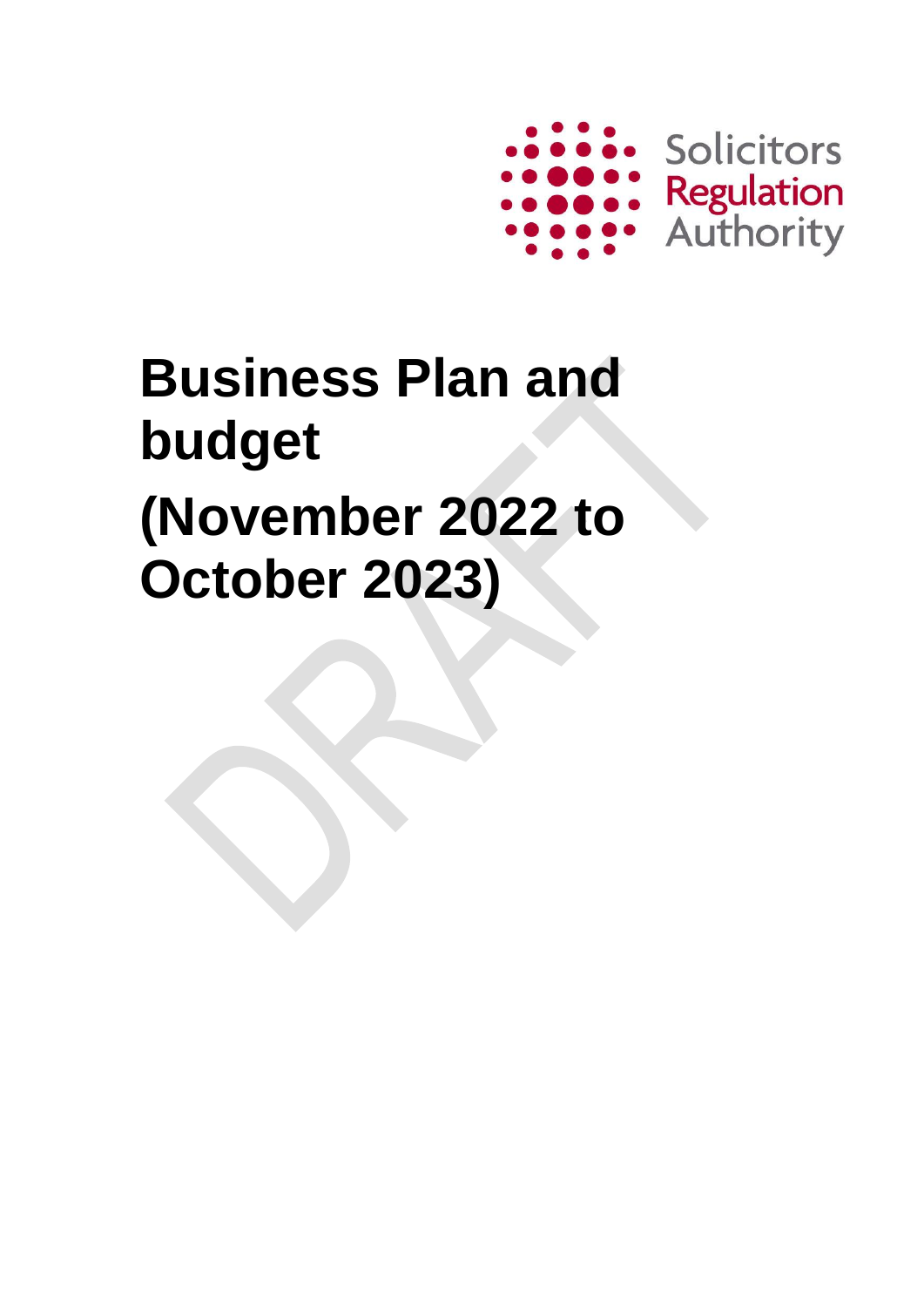Solicitors Regulation Authority

# Business Plan and budget

# (November 2022 to October 2023)

DRAFT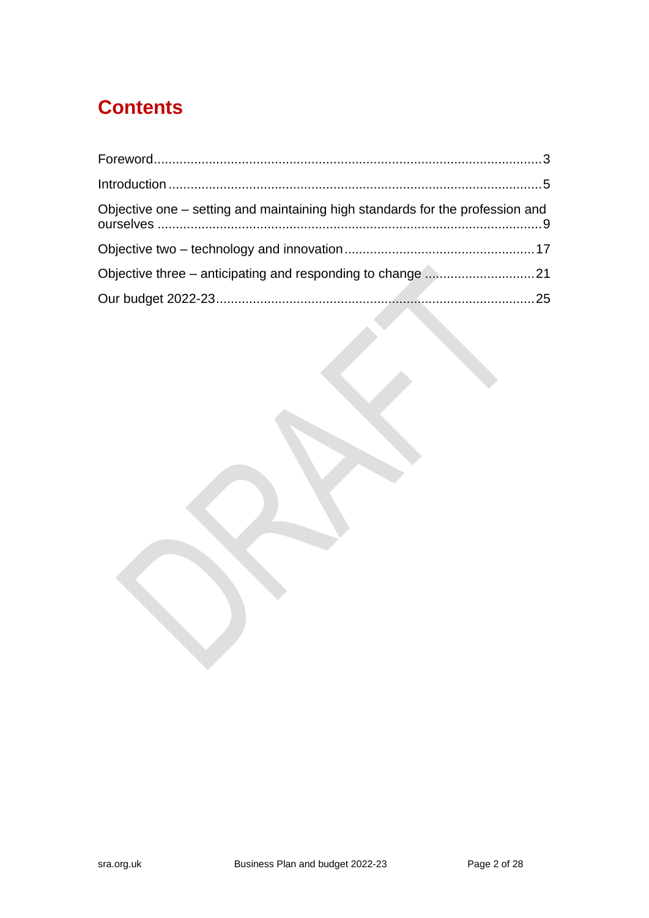# Contents

Foreword ........................................................................................................ 3

Introduction .................................................................................................... 5

Objective one – setting and maintaining high standards for the profession and ourselves ........................................................................................................ 9

Objective two – technology and innovation .................................................. 17

Objective three – anticipating and responding to change ............................ 21

Our budget 2022-23 ..................................................................................... 25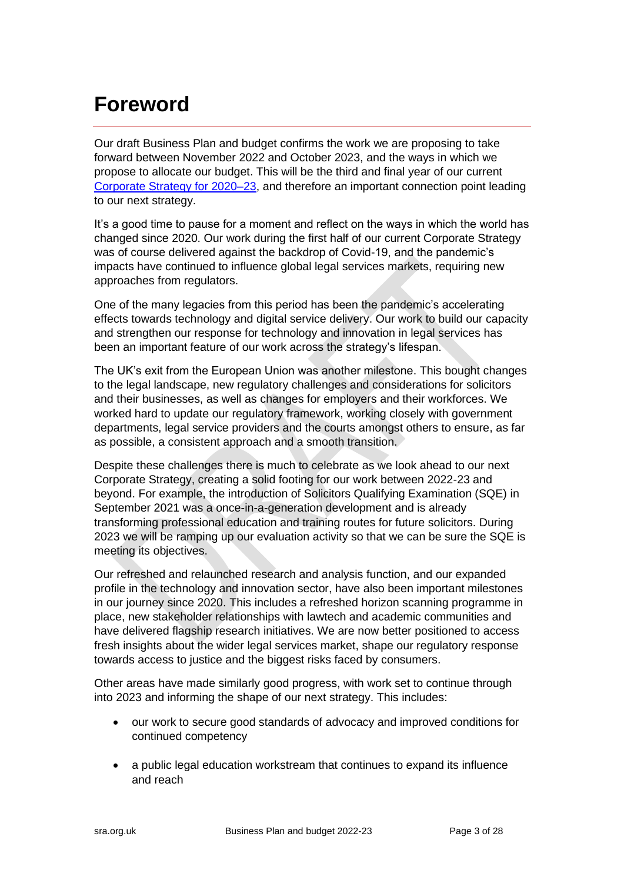# Foreword

Our draft Business Plan and budget confirms the work we are proposing to take forward between November 2022 and October 2023, and the ways in which we propose to allocate our budget. This will be the third and final year of our current [Corporate Strategy for 2020–23](), and therefore an important connection point leading to our next strategy.

It's a good time to pause for a moment and reflect on the ways in which the world has changed since 2020. Our work during the first half of our current Corporate Strategy was of course delivered against the backdrop of Covid-19, and the pandemic's impacts have continued to influence global legal services markets, requiring new approaches from regulators.

One of the many legacies from this period has been the pandemic's accelerating effects towards technology and digital service delivery. Our work to build our capacity and strengthen our response for technology and innovation in legal services has been an important feature of our work across the strategy's lifespan.

The UK's exit from the European Union was another milestone. This bought changes to the legal landscape, new regulatory challenges and considerations for solicitors and their businesses, as well as changes for employers and their workforces. We worked hard to update our regulatory framework, working closely with government departments, legal service providers and the courts amongst others to ensure, as far as possible, a consistent approach and a smooth transition.

Despite these challenges there is much to celebrate as we look ahead to our next Corporate Strategy, creating a solid footing for our work between 2022-23 and beyond. For example, the introduction of Solicitors Qualifying Examination (SQE) in September 2021 was a once-in-a-generation development and is already transforming professional education and training routes for future solicitors. During 2023 we will be ramping up our evaluation activity so that we can be sure the SQE is meeting its objectives.

Our refreshed and relaunched research and analysis function, and our expanded profile in the technology and innovation sector, have also been important milestones in our journey since 2020. This includes a refreshed horizon scanning programme in place, new stakeholder relationships with lawtech and academic communities and have delivered flagship research initiatives. We are now better positioned to access fresh insights about the wider legal services market, shape our regulatory response towards access to justice and the biggest risks faced by consumers.

Other areas have made similarly good progress, with work set to continue through into 2023 and informing the shape of our next strategy. This includes:

- our work to secure good standards of advocacy and improved conditions for continued competency
- a public legal education workstream that continues to expand its influence and reach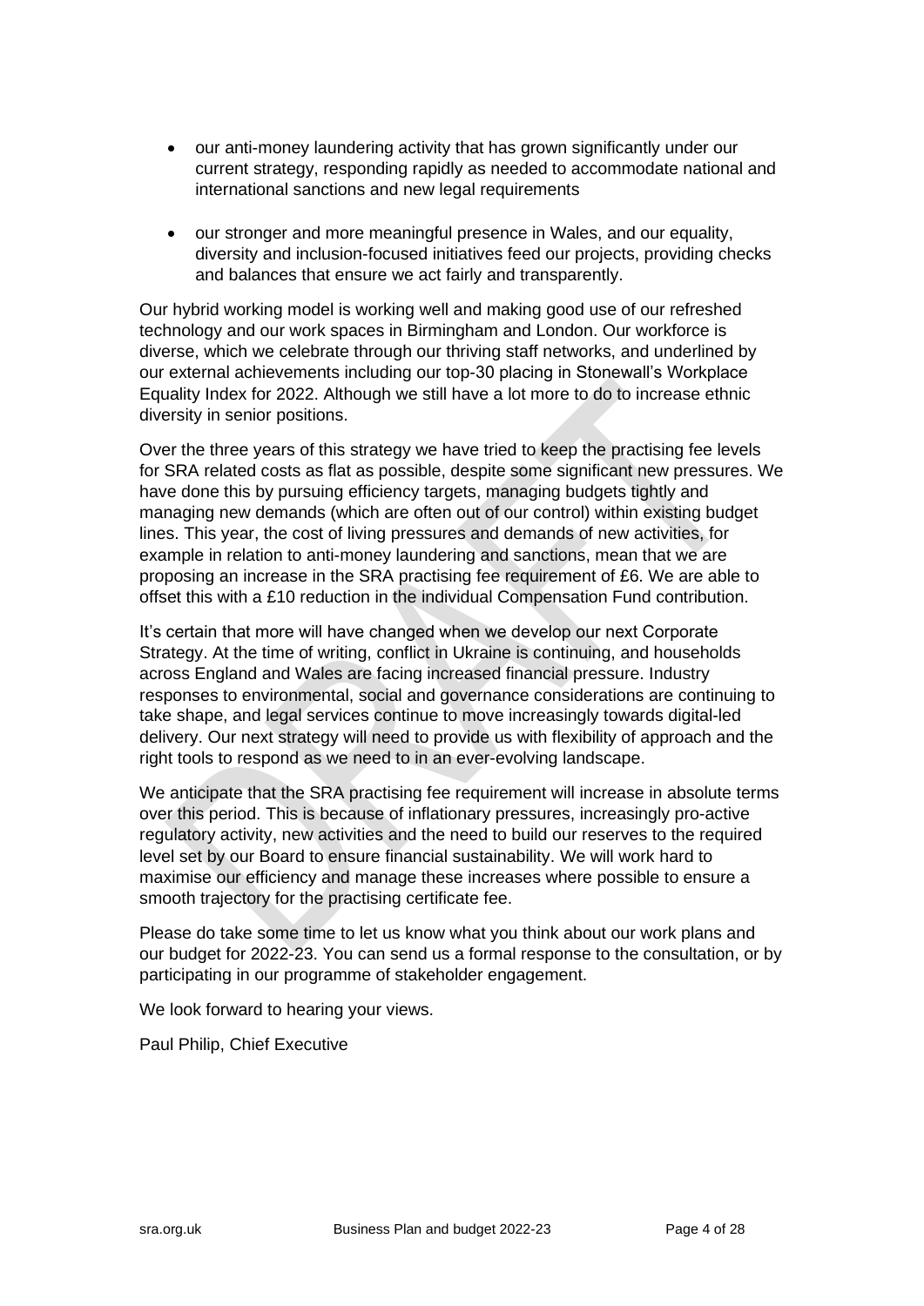- our anti-money laundering activity that has grown significantly under our current strategy, responding rapidly as needed to accommodate national and international sanctions and new legal requirements

- our stronger and more meaningful presence in Wales, and our equality, diversity and inclusion-focused initiatives feed our projects, providing checks and balances that ensure we act fairly and transparently.

Our hybrid working model is working well and making good use of our refreshed technology and our work spaces in Birmingham and London. Our workforce is diverse, which we celebrate through our thriving staff networks, and underlined by our external achievements including our top-30 placing in Stonewall's Workplace Equality Index for 2022. Although we still have a lot more to do to increase ethnic diversity in senior positions.

Over the three years of this strategy we have tried to keep the practising fee levels for SRA related costs as flat as possible, despite some significant new pressures. We have done this by pursuing efficiency targets, managing budgets tightly and managing new demands (which are often out of our control) within existing budget lines. This year, the cost of living pressures and demands of new activities, for example in relation to anti-money laundering and sanctions, mean that we are proposing an increase in the SRA practising fee requirement of £6. We are able to offset this with a £10 reduction in the individual Compensation Fund contribution.

It's certain that more will have changed when we develop our next Corporate Strategy. At the time of writing, conflict in Ukraine is continuing, and households across England and Wales are facing increased financial pressure. Industry responses to environmental, social and governance considerations are continuing to take shape, and legal services continue to move increasingly towards digital-led delivery. Our next strategy will need to provide us with flexibility of approach and the right tools to respond as we need to in an ever-evolving landscape.

We anticipate that the SRA practising fee requirement will increase in absolute terms over this period. This is because of inflationary pressures, increasingly pro-active regulatory activity, new activities and the need to build our reserves to the required level set by our Board to ensure financial sustainability. We will work hard to maximise our efficiency and manage these increases where possible to ensure a smooth trajectory for the practising certificate fee.

Please do take some time to let us know what you think about our work plans and our budget for 2022-23. You can send us a formal response to the consultation, or by participating in our programme of stakeholder engagement.

We look forward to hearing your views.

Paul Philip, Chief Executive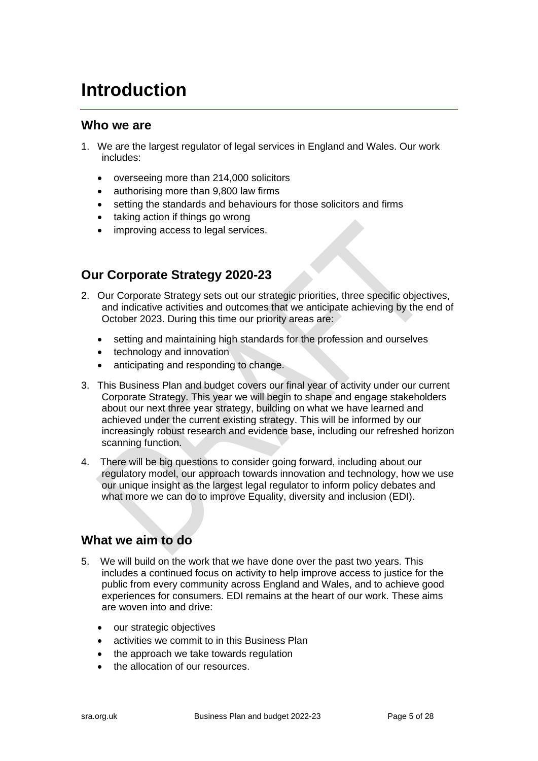# Introduction

## Who we are

1. We are the largest regulator of legal services in England and Wales. Our work includes:

    - overseeing more than 214,000 solicitors
    - authorising more than 9,800 law firms
    - setting the standards and behaviours for those solicitors and firms
    - taking action if things go wrong
    - improving access to legal services.

## Our Corporate Strategy 2020-23

2. Our Corporate Strategy sets out our strategic priorities, three specific objectives, and indicative activities and outcomes that we anticipate achieving by the end of October 2023. During this time our priority areas are:

    - setting and maintaining high standards for the profession and ourselves
    - technology and innovation
    - anticipating and responding to change.

3. This Business Plan and budget covers our final year of activity under our current Corporate Strategy. This year we will begin to shape and engage stakeholders about our next three year strategy, building on what we have learned and achieved under the current existing strategy. This will be informed by our increasingly robust research and evidence base, including our refreshed horizon scanning function.

4. There will be big questions to consider going forward, including about our regulatory model, our approach towards innovation and technology, how we use our unique insight as the largest legal regulator to inform policy debates and what more we can do to improve Equality, diversity and inclusion (EDI).

## What we aim to do

5. We will build on the work that we have done over the past two years. This includes a continued focus on activity to help improve access to justice for the public from every community across England and Wales, and to achieve good experiences for consumers. EDI remains at the heart of our work. These aims are woven into and drive:

    - our strategic objectives
    - activities we commit to in this Business Plan
    - the approach we take towards regulation
    - the allocation of our resources.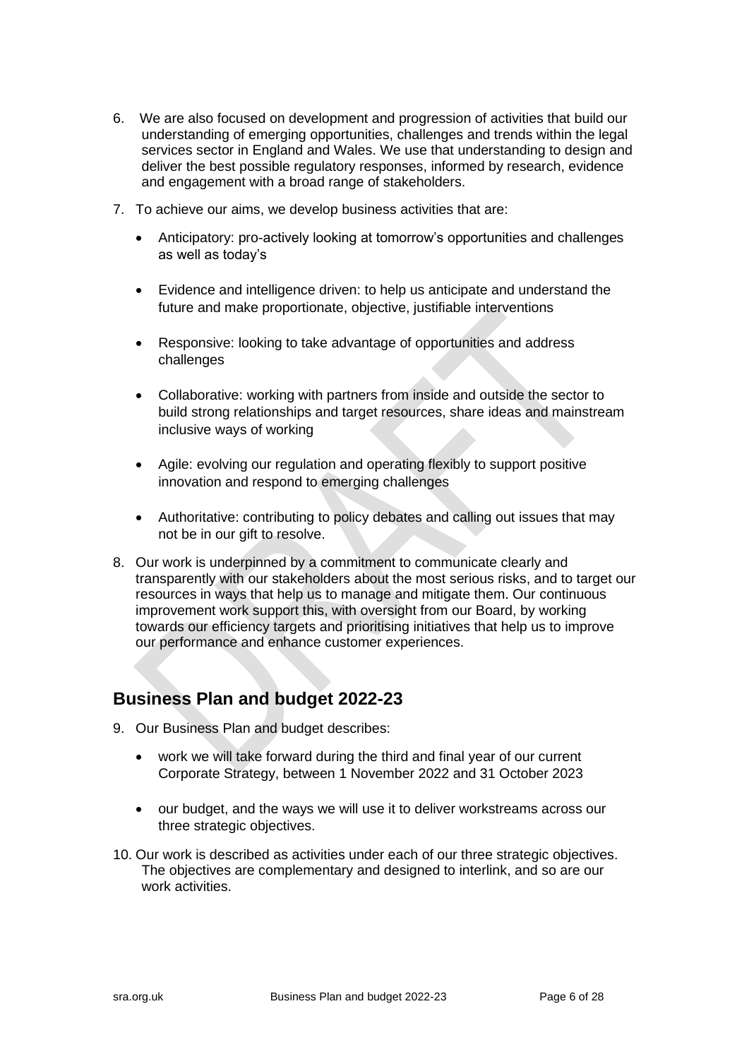6. We are also focused on development and progression of activities that build our understanding of emerging opportunities, challenges and trends within the legal services sector in England and Wales. We use that understanding to design and deliver the best possible regulatory responses, informed by research, evidence and engagement with a broad range of stakeholders.

7. To achieve our aims, we develop business activities that are:

   - Anticipatory: pro-actively looking at tomorrow's opportunities and challenges as well as today's
   - Evidence and intelligence driven: to help us anticipate and understand the future and make proportionate, objective, justifiable interventions
   - Responsive: looking to take advantage of opportunities and address challenges
   - Collaborative: working with partners from inside and outside the sector to build strong relationships and target resources, share ideas and mainstream inclusive ways of working
   - Agile: evolving our regulation and operating flexibly to support positive innovation and respond to emerging challenges
   - Authoritative: contributing to policy debates and calling out issues that may not be in our gift to resolve.

8. Our work is underpinned by a commitment to communicate clearly and transparently with our stakeholders about the most serious risks, and to target our resources in ways that help us to manage and mitigate them. Our continuous improvement work support this, with oversight from our Board, by working towards our efficiency targets and prioritising initiatives that help us to improve our performance and enhance customer experiences.

## Business Plan and budget 2022-23

9. Our Business Plan and budget describes:

   - work we will take forward during the third and final year of our current Corporate Strategy, between 1 November 2022 and 31 October 2023
   - our budget, and the ways we will use it to deliver workstreams across our three strategic objectives.

10. Our work is described as activities under each of our three strategic objectives. The objectives are complementary and designed to interlink, and so are our work activities.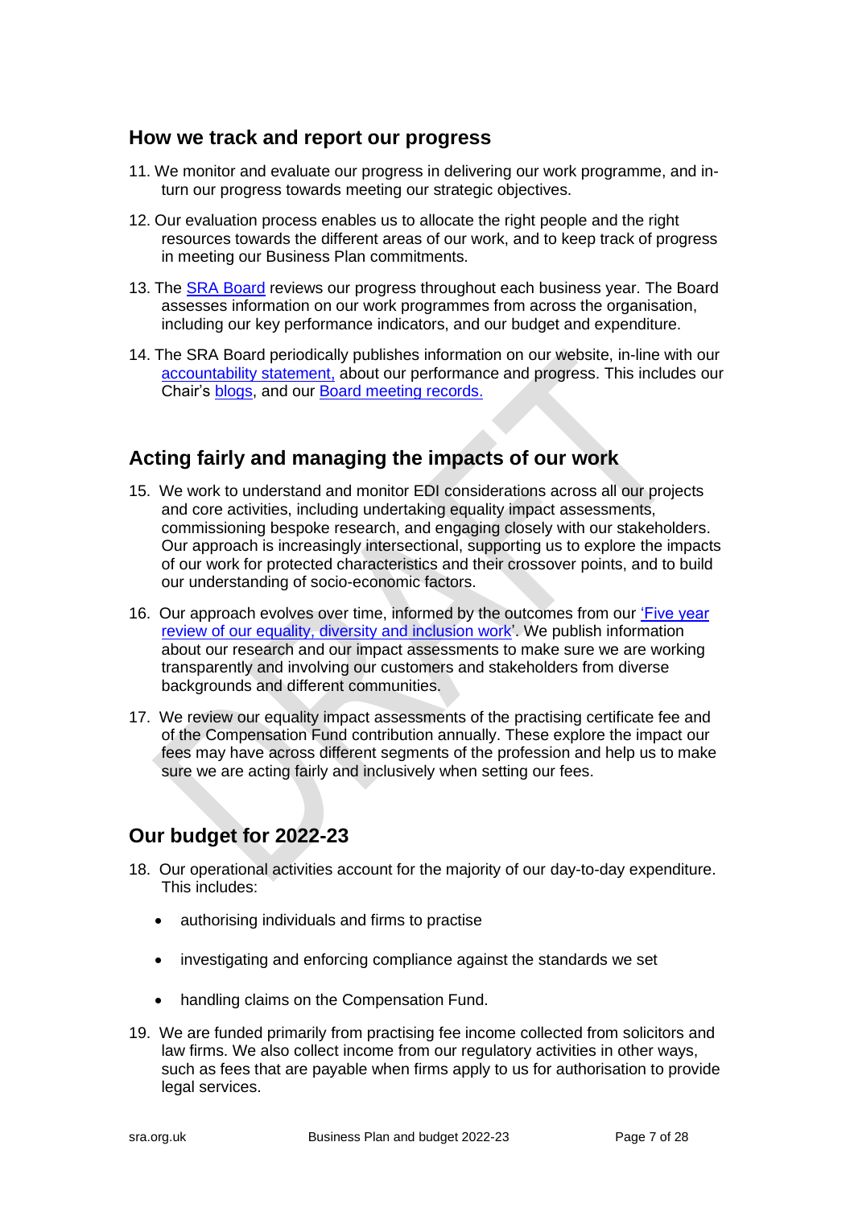## How we track and report our progress

11. We monitor and evaluate our progress in delivering our work programme, and in-turn our progress towards meeting our strategic objectives.

12. Our evaluation process enables us to allocate the right people and the right resources towards the different areas of our work, and to keep track of progress in meeting our Business Plan commitments.

13. The SRA Board reviews our progress throughout each business year. The Board assesses information on our work programmes from across the organisation, including our key performance indicators, and our budget and expenditure.

14. The SRA Board periodically publishes information on our website, in-line with our accountability statement, about our performance and progress. This includes our Chair's blogs, and our Board meeting records.

## Acting fairly and managing the impacts of our work

15. We work to understand and monitor EDI considerations across all our projects and core activities, including undertaking equality impact assessments, commissioning bespoke research, and engaging closely with our stakeholders. Our approach is increasingly intersectional, supporting us to explore the impacts of our work for protected characteristics and their crossover points, and to build our understanding of socio-economic factors.

16. Our approach evolves over time, informed by the outcomes from our 'Five year review of our equality, diversity and inclusion work'. We publish information about our research and our impact assessments to make sure we are working transparently and involving our customers and stakeholders from diverse backgrounds and different communities.

17. We review our equality impact assessments of the practising certificate fee and of the Compensation Fund contribution annually. These explore the impact our fees may have across different segments of the profession and help us to make sure we are acting fairly and inclusively when setting our fees.

## Our budget for 2022-23

18. Our operational activities account for the majority of our day-to-day expenditure. This includes:

    - authorising individuals and firms to practise
    - investigating and enforcing compliance against the standards we set
    - handling claims on the Compensation Fund.

19. We are funded primarily from practising fee income collected from solicitors and law firms. We also collect income from our regulatory activities in other ways, such as fees that are payable when firms apply to us for authorisation to provide legal services.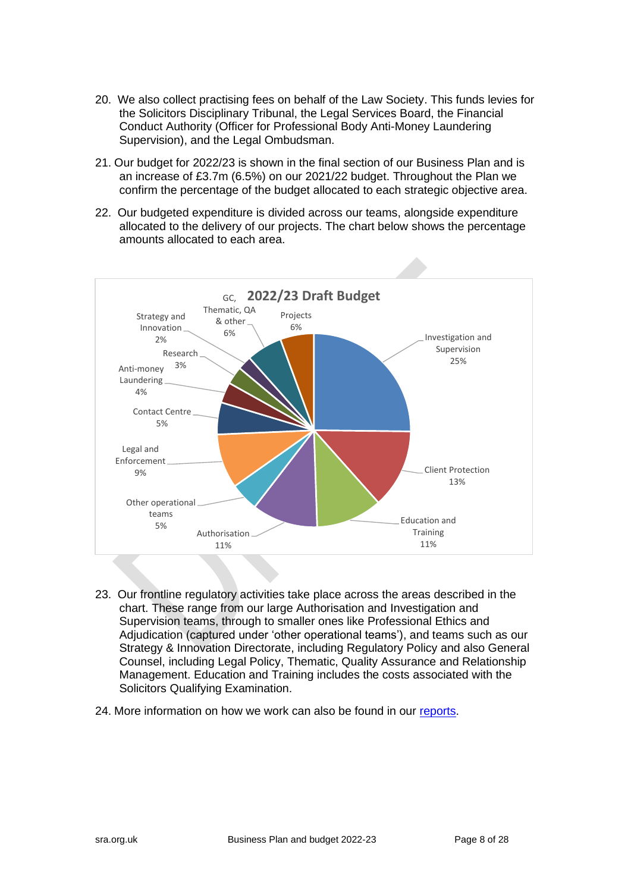20. We also collect practising fees on behalf of the Law Society. This funds levies for the Solicitors Disciplinary Tribunal, the Legal Services Board, the Financial Conduct Authority (Officer for Professional Body Anti-Money Laundering Supervision), and the Legal Ombudsman.

21. Our budget for 2022/23 is shown in the final section of our Business Plan and is an increase of £3.7m (6.5%) on our 2021/22 budget. Throughout the Plan we confirm the percentage of the budget allocated to each strategic objective area.

22. Our budgeted expenditure is divided across our teams, alongside expenditure allocated to the delivery of our projects. The chart below shows the percentage amounts allocated to each area.

**2022/23 Draft Budget**

| Area | Percentage |
|---|---|
| Investigation and Supervision | 25% |
| Client Protection | 13% |
| Education and Training | 11% |
| Authorisation | 11% |
| Other operational teams | 5% |
| Legal and Enforcement | 9% |
| Contact Centre | 5% |
| Anti-money Laundering | 4% |
| Research | 3% |
| Strategy and Innovation | 2% |
| GC, Thematic, QA & other | 6% |
| Projects | 6% |

23. Our frontline regulatory activities take place across the areas described in the chart. These range from our large Authorisation and Investigation and Supervision teams, through to smaller ones like Professional Ethics and Adjudication (captured under 'other operational teams'), and teams such as our Strategy & Innovation Directorate, including Regulatory Policy and also General Counsel, including Legal Policy, Thematic, Quality Assurance and Relationship Management. Education and Training includes the costs associated with the Solicitors Qualifying Examination.

24. More information on how we work can also be found in our reports.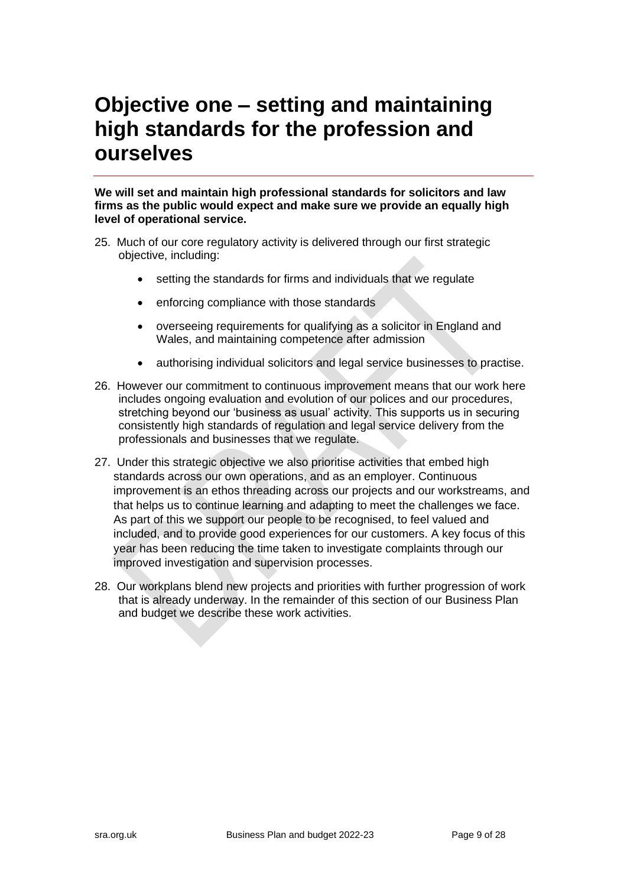# Objective one – setting and maintaining high standards for the profession and ourselves

**We will set and maintain high professional standards for solicitors and law firms as the public would expect and make sure we provide an equally high level of operational service.**

25. Much of our core regulatory activity is delivered through our first strategic objective, including:

    - setting the standards for firms and individuals that we regulate
    - enforcing compliance with those standards
    - overseeing requirements for qualifying as a solicitor in England and Wales, and maintaining competence after admission
    - authorising individual solicitors and legal service businesses to practise.

26. However our commitment to continuous improvement means that our work here includes ongoing evaluation and evolution of our polices and our procedures, stretching beyond our 'business as usual' activity. This supports us in securing consistently high standards of regulation and legal service delivery from the professionals and businesses that we regulate.

27. Under this strategic objective we also prioritise activities that embed high standards across our own operations, and as an employer. Continuous improvement is an ethos threading across our projects and our workstreams, and that helps us to continue learning and adapting to meet the challenges we face. As part of this we support our people to be recognised, to feel valued and included, and to provide good experiences for our customers. A key focus of this year has been reducing the time taken to investigate complaints through our improved investigation and supervision processes.

28. Our workplans blend new projects and priorities with further progression of work that is already underway. In the remainder of this section of our Business Plan and budget we describe these work activities.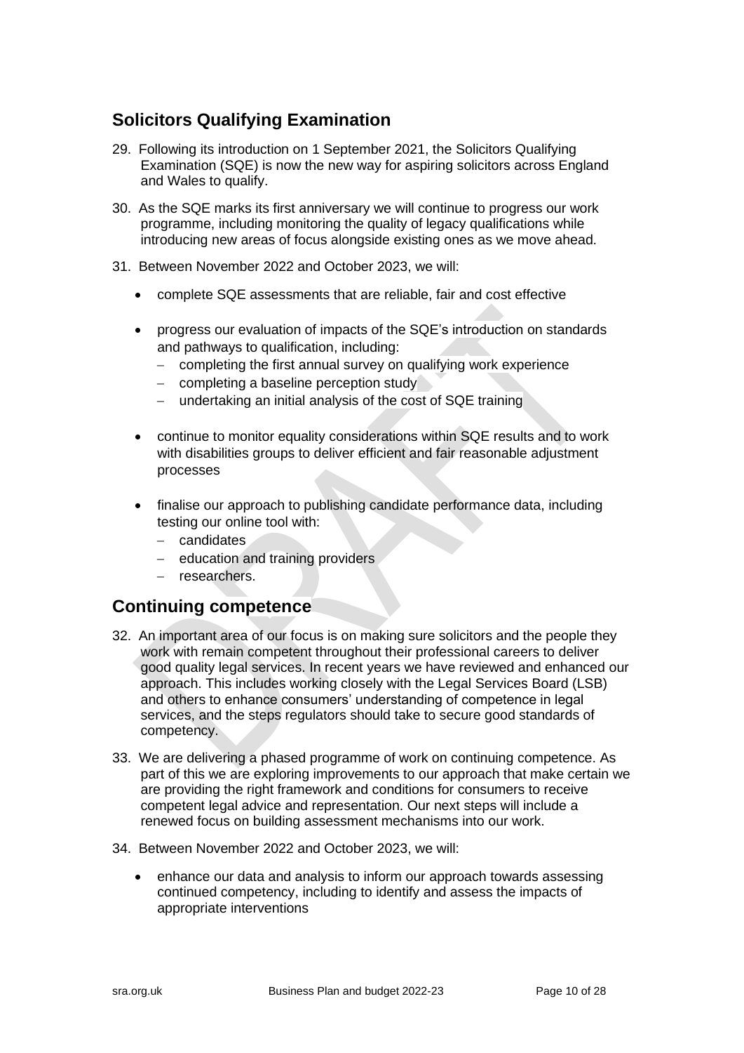## Solicitors Qualifying Examination

29. Following its introduction on 1 September 2021, the Solicitors Qualifying Examination (SQE) is now the new way for aspiring solicitors across England and Wales to qualify.

30. As the SQE marks its first anniversary we will continue to progress our work programme, including monitoring the quality of legacy qualifications while introducing new areas of focus alongside existing ones as we move ahead.

31. Between November 2022 and October 2023, we will:

    - complete SQE assessments that are reliable, fair and cost effective
    - progress our evaluation of impacts of the SQE's introduction on standards and pathways to qualification, including:
        - completing the first annual survey on qualifying work experience
        - completing a baseline perception study
        - undertaking an initial analysis of the cost of SQE training
    - continue to monitor equality considerations within SQE results and to work with disabilities groups to deliver efficient and fair reasonable adjustment processes
    - finalise our approach to publishing candidate performance data, including testing our online tool with:
        - candidates
        - education and training providers
        - researchers.

## Continuing competence

32. An important area of our focus is on making sure solicitors and the people they work with remain competent throughout their professional careers to deliver good quality legal services. In recent years we have reviewed and enhanced our approach. This includes working closely with the Legal Services Board (LSB) and others to enhance consumers' understanding of competence in legal services, and the steps regulators should take to secure good standards of competency.

33. We are delivering a phased programme of work on continuing competence. As part of this we are exploring improvements to our approach that make certain we are providing the right framework and conditions for consumers to receive competent legal advice and representation. Our next steps will include a renewed focus on building assessment mechanisms into our work.

34. Between November 2022 and October 2023, we will:

    - enhance our data and analysis to inform our approach towards assessing continued competency, including to identify and assess the impacts of appropriate interventions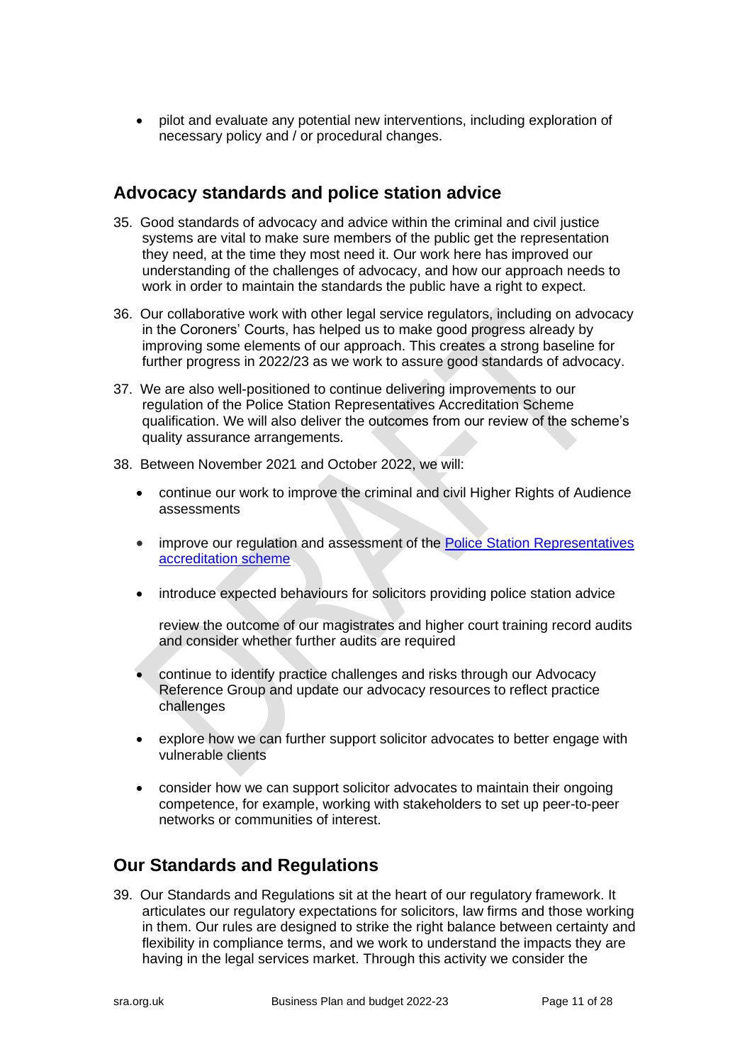- pilot and evaluate any potential new interventions, including exploration of necessary policy and / or procedural changes.

## Advocacy standards and police station advice

35. Good standards of advocacy and advice within the criminal and civil justice systems are vital to make sure members of the public get the representation they need, at the time they most need it. Our work here has improved our understanding of the challenges of advocacy, and how our approach needs to work in order to maintain the standards the public have a right to expect.

36. Our collaborative work with other legal service regulators, including on advocacy in the Coroners' Courts, has helped us to make good progress already by improving some elements of our approach. This creates a strong baseline for further progress in 2022/23 as we work to assure good standards of advocacy.

37. We are also well-positioned to continue delivering improvements to our regulation of the Police Station Representatives Accreditation Scheme qualification. We will also deliver the outcomes from our review of the scheme's quality assurance arrangements.

38. Between November 2021 and October 2022, we will:

    - continue our work to improve the criminal and civil Higher Rights of Audience assessments
    - improve our regulation and assessment of the [Police Station Representatives accreditation scheme]
    - introduce expected behaviours for solicitors providing police station advice

      review the outcome of our magistrates and higher court training record audits and consider whether further audits are required

    - continue to identify practice challenges and risks through our Advocacy Reference Group and update our advocacy resources to reflect practice challenges
    - explore how we can further support solicitor advocates to better engage with vulnerable clients
    - consider how we can support solicitor advocates to maintain their ongoing competence, for example, working with stakeholders to set up peer-to-peer networks or communities of interest.

## Our Standards and Regulations

39. Our Standards and Regulations sit at the heart of our regulatory framework. It articulates our regulatory expectations for solicitors, law firms and those working in them. Our rules are designed to strike the right balance between certainty and flexibility in compliance terms, and we work to understand the impacts they are having in the legal services market. Through this activity we consider the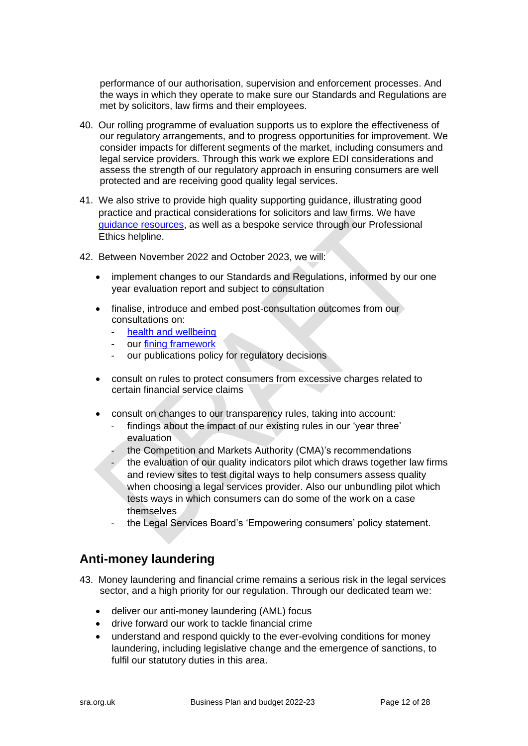performance of our authorisation, supervision and enforcement processes. And the ways in which they operate to make sure our Standards and Regulations are met by solicitors, law firms and their employees.

40. Our rolling programme of evaluation supports us to explore the effectiveness of our regulatory arrangements, and to progress opportunities for improvement. We consider impacts for different segments of the market, including consumers and legal service providers. Through this work we explore EDI considerations and assess the strength of our regulatory approach in ensuring consumers are well protected and are receiving good quality legal services.

41. We also strive to provide high quality supporting guidance, illustrating good practice and practical considerations for solicitors and law firms. We have guidance resources, as well as a bespoke service through our Professional Ethics helpline.

42. Between November 2022 and October 2023, we will:

    - implement changes to our Standards and Regulations, informed by our one year evaluation report and subject to consultation
    - finalise, introduce and embed post-consultation outcomes from our consultations on:
        - health and wellbeing
        - our fining framework
        - our publications policy for regulatory decisions
    - consult on rules to protect consumers from excessive charges related to certain financial service claims
    - consult on changes to our transparency rules, taking into account:
        - findings about the impact of our existing rules in our 'year three' evaluation
        - the Competition and Markets Authority (CMA)'s recommendations
        - the evaluation of our quality indicators pilot which draws together law firms and review sites to test digital ways to help consumers assess quality when choosing a legal services provider. Also our unbundling pilot which tests ways in which consumers can do some of the work on a case themselves
        - the Legal Services Board's 'Empowering consumers' policy statement.

## Anti-money laundering

43. Money laundering and financial crime remains a serious risk in the legal services sector, and a high priority for our regulation. Through our dedicated team we:

    - deliver our anti-money laundering (AML) focus
    - drive forward our work to tackle financial crime
    - understand and respond quickly to the ever-evolving conditions for money laundering, including legislative change and the emergence of sanctions, to fulfil our statutory duties in this area.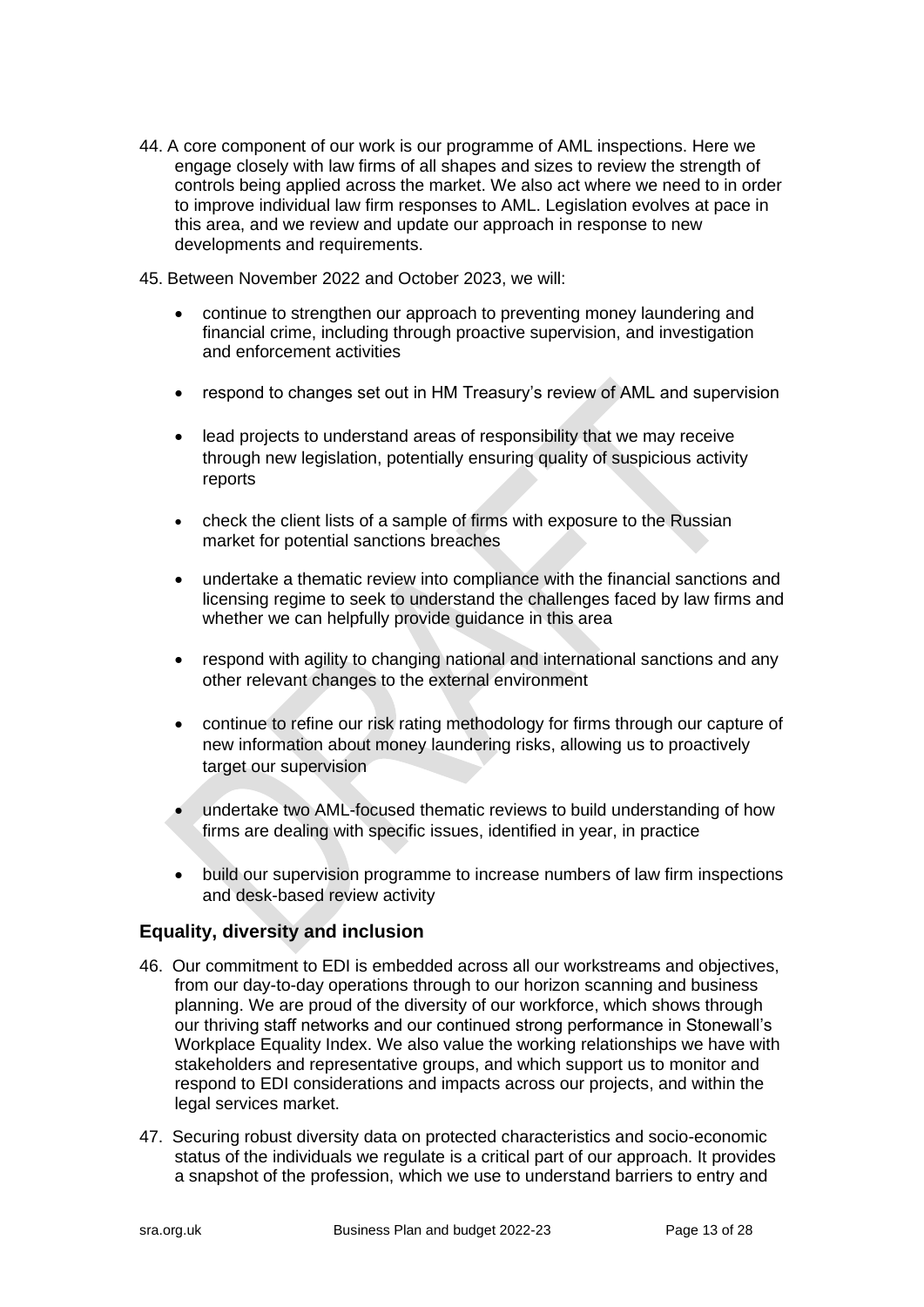44. A core component of our work is our programme of AML inspections. Here we engage closely with law firms of all shapes and sizes to review the strength of controls being applied across the market. We also act where we need to in order to improve individual law firm responses to AML. Legislation evolves at pace in this area, and we review and update our approach in response to new developments and requirements.

45. Between November 2022 and October 2023, we will:

- continue to strengthen our approach to preventing money laundering and financial crime, including through proactive supervision, and investigation and enforcement activities
- respond to changes set out in HM Treasury's review of AML and supervision
- lead projects to understand areas of responsibility that we may receive through new legislation, potentially ensuring quality of suspicious activity reports
- check the client lists of a sample of firms with exposure to the Russian market for potential sanctions breaches
- undertake a thematic review into compliance with the financial sanctions and licensing regime to seek to understand the challenges faced by law firms and whether we can helpfully provide guidance in this area
- respond with agility to changing national and international sanctions and any other relevant changes to the external environment
- continue to refine our risk rating methodology for firms through our capture of new information about money laundering risks, allowing us to proactively target our supervision
- undertake two AML-focused thematic reviews to build understanding of how firms are dealing with specific issues, identified in year, in practice
- build our supervision programme to increase numbers of law firm inspections and desk-based review activity

## Equality, diversity and inclusion

46. Our commitment to EDI is embedded across all our workstreams and objectives, from our day-to-day operations through to our horizon scanning and business planning. We are proud of the diversity of our workforce, which shows through our thriving staff networks and our continued strong performance in Stonewall's Workplace Equality Index. We also value the working relationships we have with stakeholders and representative groups, and which support us to monitor and respond to EDI considerations and impacts across our projects, and within the legal services market.

47. Securing robust diversity data on protected characteristics and socio-economic status of the individuals we regulate is a critical part of our approach. It provides a snapshot of the profession, which we use to understand barriers to entry and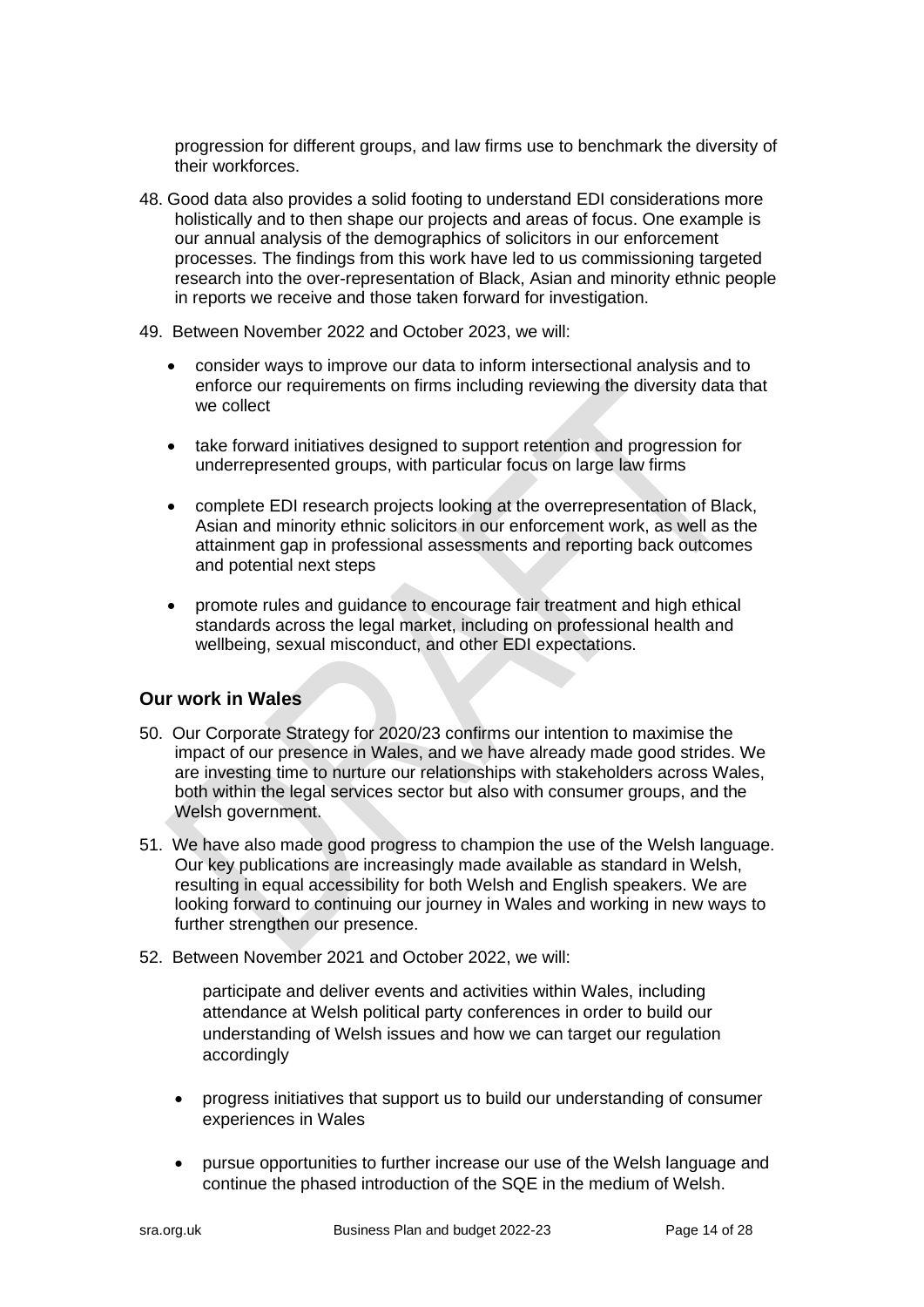progression for different groups, and law firms use to benchmark the diversity of their workforces.

48. Good data also provides a solid footing to understand EDI considerations more holistically and to then shape our projects and areas of focus. One example is our annual analysis of the demographics of solicitors in our enforcement processes. The findings from this work have led to us commissioning targeted research into the over-representation of Black, Asian and minority ethnic people in reports we receive and those taken forward for investigation.

49. Between November 2022 and October 2023, we will:

    - consider ways to improve our data to inform intersectional analysis and to enforce our requirements on firms including reviewing the diversity data that we collect
    - take forward initiatives designed to support retention and progression for underrepresented groups, with particular focus on large law firms
    - complete EDI research projects looking at the overrepresentation of Black, Asian and minority ethnic solicitors in our enforcement work, as well as the attainment gap in professional assessments and reporting back outcomes and potential next steps
    - promote rules and guidance to encourage fair treatment and high ethical standards across the legal market, including on professional health and wellbeing, sexual misconduct, and other EDI expectations.

## Our work in Wales

50. Our Corporate Strategy for 2020/23 confirms our intention to maximise the impact of our presence in Wales, and we have already made good strides. We are investing time to nurture our relationships with stakeholders across Wales, both within the legal services sector but also with consumer groups, and the Welsh government.

51. We have also made good progress to champion the use of the Welsh language. Our key publications are increasingly made available as standard in Welsh, resulting in equal accessibility for both Welsh and English speakers. We are looking forward to continuing our journey in Wales and working in new ways to further strengthen our presence.

52. Between November 2021 and October 2022, we will:

    participate and deliver events and activities within Wales, including attendance at Welsh political party conferences in order to build our understanding of Welsh issues and how we can target our regulation accordingly

    - progress initiatives that support us to build our understanding of consumer experiences in Wales
    - pursue opportunities to further increase our use of the Welsh language and continue the phased introduction of the SQE in the medium of Welsh.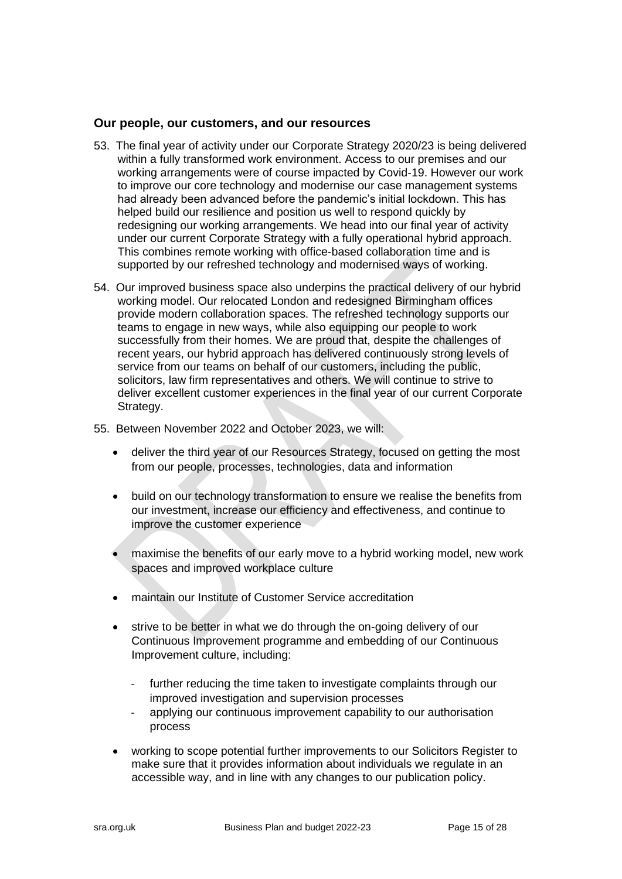## Our people, our customers, and our resources

53. The final year of activity under our Corporate Strategy 2020/23 is being delivered within a fully transformed work environment. Access to our premises and our working arrangements were of course impacted by Covid-19. However our work to improve our core technology and modernise our case management systems had already been advanced before the pandemic's initial lockdown. This has helped build our resilience and position us well to respond quickly by redesigning our working arrangements. We head into our final year of activity under our current Corporate Strategy with a fully operational hybrid approach. This combines remote working with office-based collaboration time and is supported by our refreshed technology and modernised ways of working.

54. Our improved business space also underpins the practical delivery of our hybrid working model. Our relocated London and redesigned Birmingham offices provide modern collaboration spaces. The refreshed technology supports our teams to engage in new ways, while also equipping our people to work successfully from their homes. We are proud that, despite the challenges of recent years, our hybrid approach has delivered continuously strong levels of service from our teams on behalf of our customers, including the public, solicitors, law firm representatives and others. We will continue to strive to deliver excellent customer experiences in the final year of our current Corporate Strategy.

55. Between November 2022 and October 2023, we will:

    - deliver the third year of our Resources Strategy, focused on getting the most from our people, processes, technologies, data and information
    - build on our technology transformation to ensure we realise the benefits from our investment, increase our efficiency and effectiveness, and continue to improve the customer experience
    - maximise the benefits of our early move to a hybrid working model, new work spaces and improved workplace culture
    - maintain our Institute of Customer Service accreditation
    - strive to be better in what we do through the on-going delivery of our Continuous Improvement programme and embedding of our Continuous Improvement culture, including:
        - further reducing the time taken to investigate complaints through our improved investigation and supervision processes
        - applying our continuous improvement capability to our authorisation process
    - working to scope potential further improvements to our Solicitors Register to make sure that it provides information about individuals we regulate in an accessible way, and in line with any changes to our publication policy.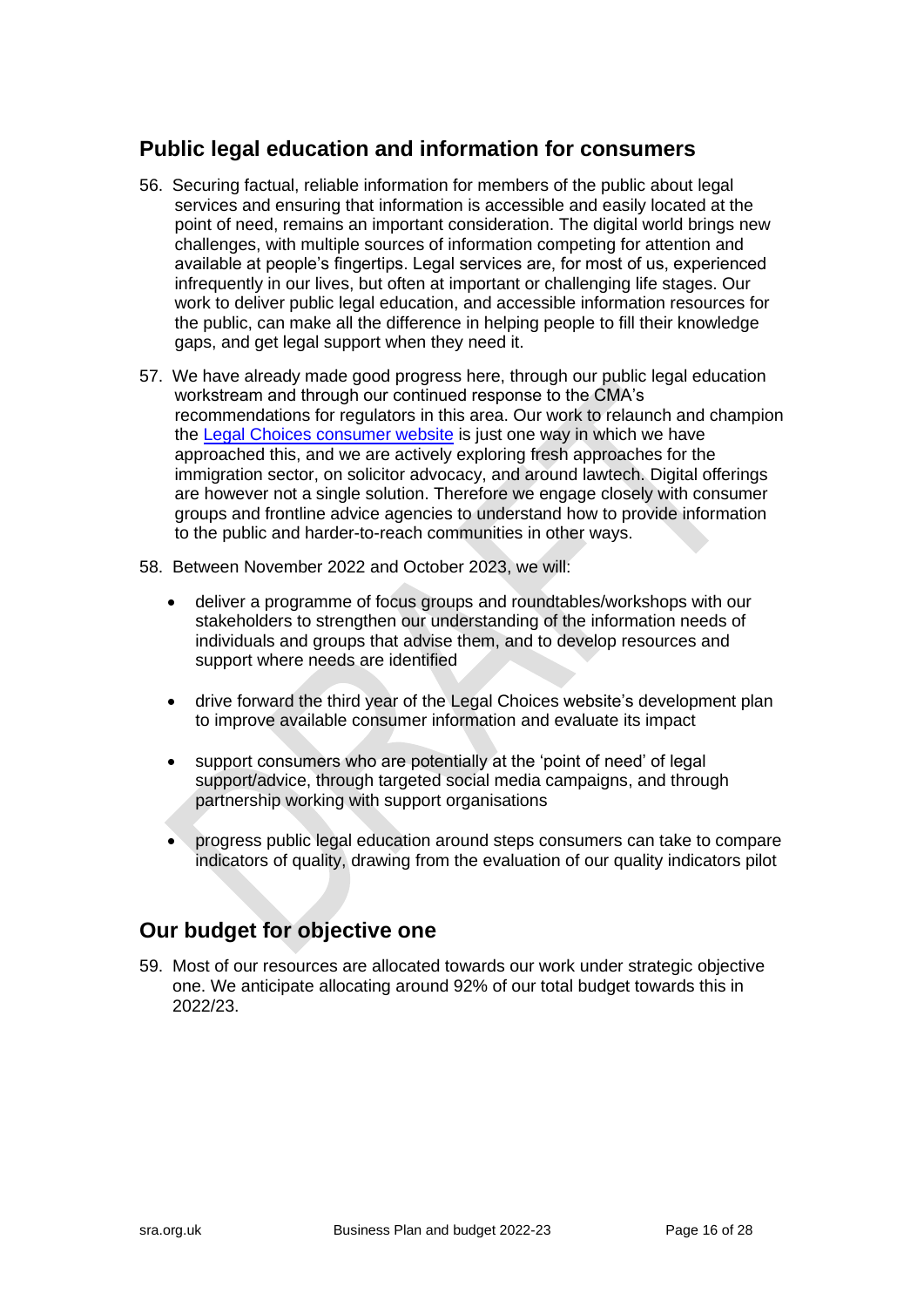## Public legal education and information for consumers

56. Securing factual, reliable information for members of the public about legal services and ensuring that information is accessible and easily located at the point of need, remains an important consideration. The digital world brings new challenges, with multiple sources of information competing for attention and available at people's fingertips. Legal services are, for most of us, experienced infrequently in our lives, but often at important or challenging life stages. Our work to deliver public legal education, and accessible information resources for the public, can make all the difference in helping people to fill their knowledge gaps, and get legal support when they need it.

57. We have already made good progress here, through our public legal education workstream and through our continued response to the CMA's recommendations for regulators in this area. Our work to relaunch and champion the Legal Choices consumer website is just one way in which we have approached this, and we are actively exploring fresh approaches for the immigration sector, on solicitor advocacy, and around lawtech. Digital offerings are however not a single solution. Therefore we engage closely with consumer groups and frontline advice agencies to understand how to provide information to the public and harder-to-reach communities in other ways.

58. Between November 2022 and October 2023, we will:

    - deliver a programme of focus groups and roundtables/workshops with our stakeholders to strengthen our understanding of the information needs of individuals and groups that advise them, and to develop resources and support where needs are identified

    - drive forward the third year of the Legal Choices website's development plan to improve available consumer information and evaluate its impact

    - support consumers who are potentially at the 'point of need' of legal support/advice, through targeted social media campaigns, and through partnership working with support organisations

    - progress public legal education around steps consumers can take to compare indicators of quality, drawing from the evaluation of our quality indicators pilot

## Our budget for objective one

59. Most of our resources are allocated towards our work under strategic objective one. We anticipate allocating around 92% of our total budget towards this in 2022/23.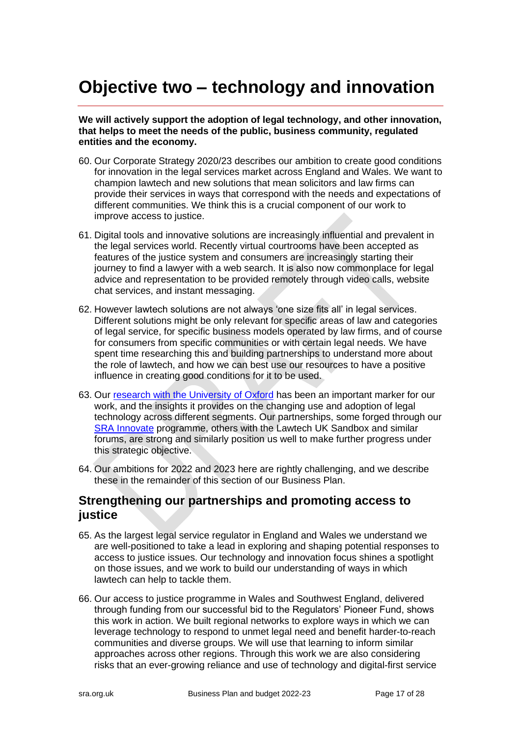# Objective two – technology and innovation

**We will actively support the adoption of legal technology, and other innovation, that helps to meet the needs of the public, business community, regulated entities and the economy.**

60. Our Corporate Strategy 2020/23 describes our ambition to create good conditions for innovation in the legal services market across England and Wales. We want to champion lawtech and new solutions that mean solicitors and law firms can provide their services in ways that correspond with the needs and expectations of different communities. We think this is a crucial component of our work to improve access to justice.

61. Digital tools and innovative solutions are increasingly influential and prevalent in the legal services world. Recently virtual courtrooms have been accepted as features of the justice system and consumers are increasingly starting their journey to find a lawyer with a web search. It is also now commonplace for legal advice and representation to be provided remotely through video calls, website chat services, and instant messaging.

62. However lawtech solutions are not always 'one size fits all' in legal services. Different solutions might be only relevant for specific areas of law and categories of legal service, for specific business models operated by law firms, and of course for consumers from specific communities or with certain legal needs. We have spent time researching this and building partnerships to understand more about the role of lawtech, and how we can best use our resources to have a positive influence in creating good conditions for it to be used.

63. Our research with the University of Oxford has been an important marker for our work, and the insights it provides on the changing use and adoption of legal technology across different segments. Our partnerships, some forged through our SRA Innovate programme, others with the Lawtech UK Sandbox and similar forums, are strong and similarly position us well to make further progress under this strategic objective.

64. Our ambitions for 2022 and 2023 here are rightly challenging, and we describe these in the remainder of this section of our Business Plan.

## Strengthening our partnerships and promoting access to justice

65. As the largest legal service regulator in England and Wales we understand we are well-positioned to take a lead in exploring and shaping potential responses to access to justice issues. Our technology and innovation focus shines a spotlight on those issues, and we work to build our understanding of ways in which lawtech can help to tackle them.

66. Our access to justice programme in Wales and Southwest England, delivered through funding from our successful bid to the Regulators' Pioneer Fund, shows this work in action. We built regional networks to explore ways in which we can leverage technology to respond to unmet legal need and benefit harder-to-reach communities and diverse groups. We will use that learning to inform similar approaches across other regions. Through this work we are also considering risks that an ever-growing reliance and use of technology and digital-first service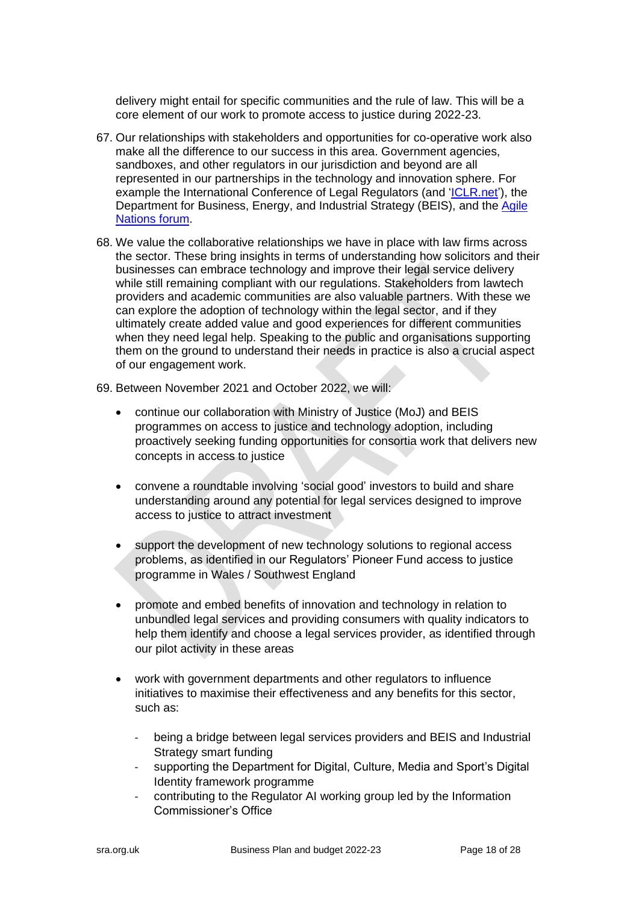delivery might entail for specific communities and the rule of law. This will be a core element of our work to promote access to justice during 2022-23.

67. Our relationships with stakeholders and opportunities for co-operative work also make all the difference to our success in this area. Government agencies, sandboxes, and other regulators in our jurisdiction and beyond are all represented in our partnerships in the technology and innovation sphere. For example the International Conference of Legal Regulators (and 'ICLR.net'), the Department for Business, Energy, and Industrial Strategy (BEIS), and the Agile Nations forum.

68. We value the collaborative relationships we have in place with law firms across the sector. These bring insights in terms of understanding how solicitors and their businesses can embrace technology and improve their legal service delivery while still remaining compliant with our regulations. Stakeholders from lawtech providers and academic communities are also valuable partners. With these we can explore the adoption of technology within the legal sector, and if they ultimately create added value and good experiences for different communities when they need legal help. Speaking to the public and organisations supporting them on the ground to understand their needs in practice is also a crucial aspect of our engagement work.

69. Between November 2021 and October 2022, we will:

    - continue our collaboration with Ministry of Justice (MoJ) and BEIS programmes on access to justice and technology adoption, including proactively seeking funding opportunities for consortia work that delivers new concepts in access to justice

    - convene a roundtable involving 'social good' investors to build and share understanding around any potential for legal services designed to improve access to justice to attract investment

    - support the development of new technology solutions to regional access problems, as identified in our Regulators' Pioneer Fund access to justice programme in Wales / Southwest England

    - promote and embed benefits of innovation and technology in relation to unbundled legal services and providing consumers with quality indicators to help them identify and choose a legal services provider, as identified through our pilot activity in these areas

    - work with government departments and other regulators to influence initiatives to maximise their effectiveness and any benefits for this sector, such as:
        - being a bridge between legal services providers and BEIS and Industrial Strategy smart funding
        - supporting the Department for Digital, Culture, Media and Sport's Digital Identity framework programme
        - contributing to the Regulator AI working group led by the Information Commissioner's Office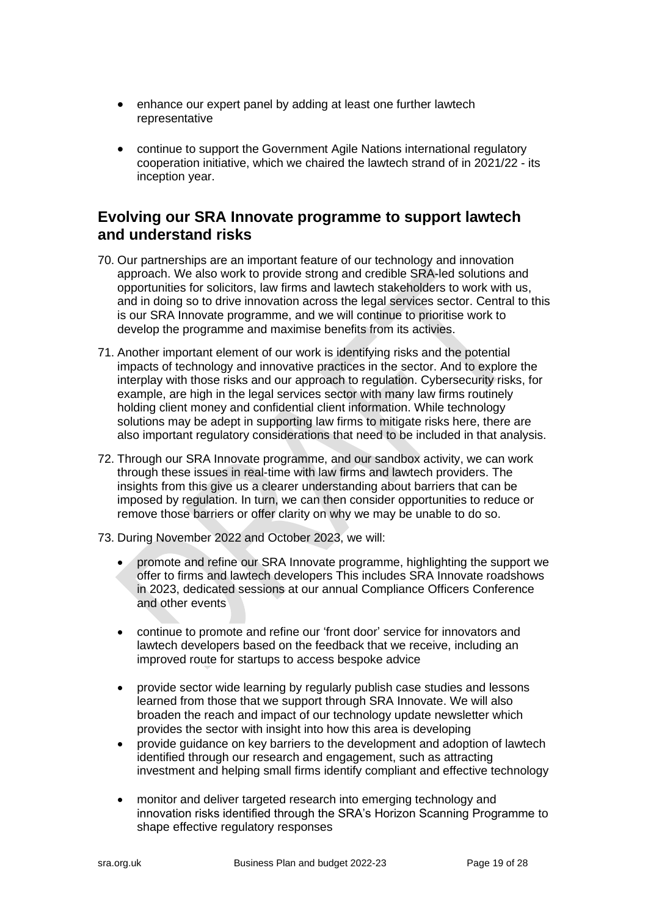- enhance our expert panel by adding at least one further lawtech representative

- continue to support the Government Agile Nations international regulatory cooperation initiative, which we chaired the lawtech strand of in 2021/22 - its inception year.

## Evolving our SRA Innovate programme to support lawtech and understand risks

70. Our partnerships are an important feature of our technology and innovation approach. We also work to provide strong and credible SRA-led solutions and opportunities for solicitors, law firms and lawtech stakeholders to work with us, and in doing so to drive innovation across the legal services sector. Central to this is our SRA Innovate programme, and we will continue to prioritise work to develop the programme and maximise benefits from its activies.

71. Another important element of our work is identifying risks and the potential impacts of technology and innovative practices in the sector. And to explore the interplay with those risks and our approach to regulation. Cybersecurity risks, for example, are high in the legal services sector with many law firms routinely holding client money and confidential client information. While technology solutions may be adept in supporting law firms to mitigate risks here, there are also important regulatory considerations that need to be included in that analysis.

72. Through our SRA Innovate programme, and our sandbox activity, we can work through these issues in real-time with law firms and lawtech providers. The insights from this give us a clearer understanding about barriers that can be imposed by regulation. In turn, we can then consider opportunities to reduce or remove those barriers or offer clarity on why we may be unable to do so.

73. During November 2022 and October 2023, we will:

    - promote and refine our SRA Innovate programme, highlighting the support we offer to firms and lawtech developers This includes SRA Innovate roadshows in 2023, dedicated sessions at our annual Compliance Officers Conference and other events

    - continue to promote and refine our 'front door' service for innovators and lawtech developers based on the feedback that we receive, including an improved route for startups to access bespoke advice

    - provide sector wide learning by regularly publish case studies and lessons learned from those that we support through SRA Innovate. We will also broaden the reach and impact of our technology update newsletter which provides the sector with insight into how this area is developing

    - provide guidance on key barriers to the development and adoption of lawtech identified through our research and engagement, such as attracting investment and helping small firms identify compliant and effective technology

    - monitor and deliver targeted research into emerging technology and innovation risks identified through the SRA's Horizon Scanning Programme to shape effective regulatory responses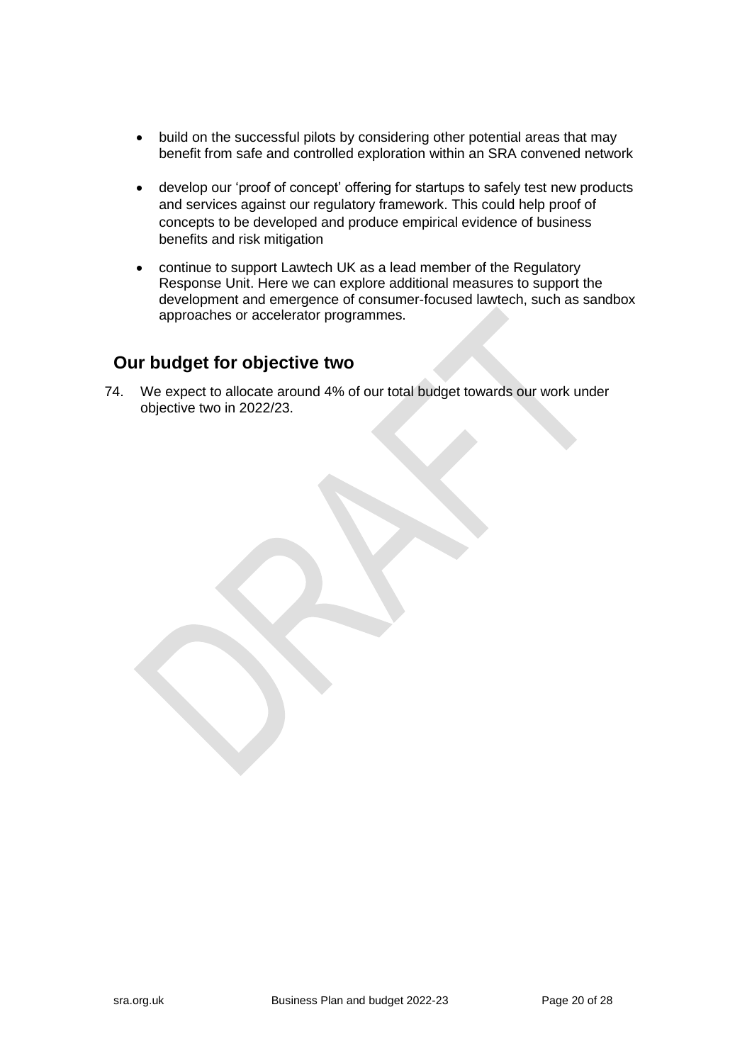- build on the successful pilots by considering other potential areas that may benefit from safe and controlled exploration within an SRA convened network
- develop our 'proof of concept' offering for startups to safely test new products and services against our regulatory framework. This could help proof of concepts to be developed and produce empirical evidence of business benefits and risk mitigation
- continue to support Lawtech UK as a lead member of the Regulatory Response Unit. Here we can explore additional measures to support the development and emergence of consumer-focused lawtech, such as sandbox approaches or accelerator programmes.

## Our budget for objective two

74. We expect to allocate around 4% of our total budget towards our work under objective two in 2022/23.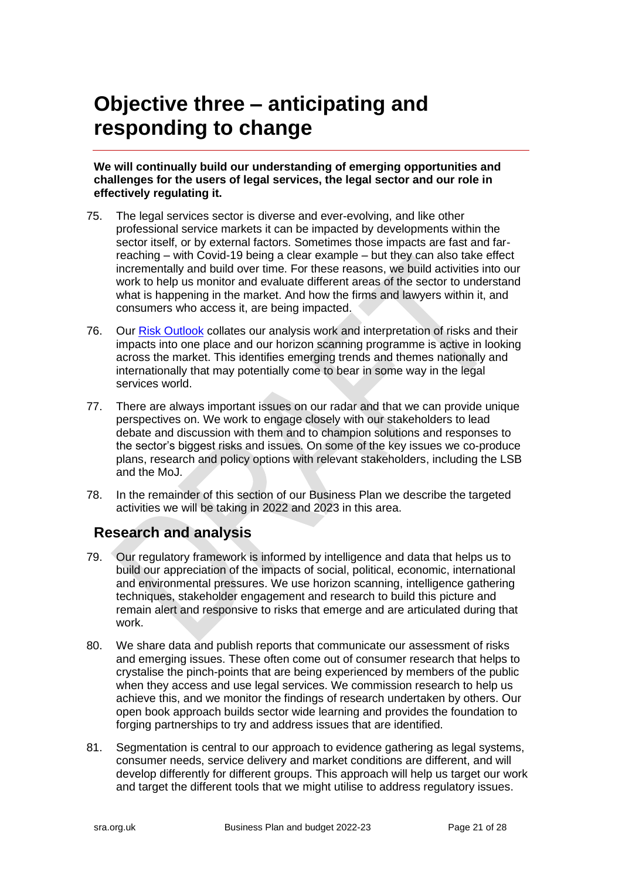# Objective three – anticipating and responding to change

**We will continually build our understanding of emerging opportunities and challenges for the users of legal services, the legal sector and our role in effectively regulating it.**

75. The legal services sector is diverse and ever-evolving, and like other professional service markets it can be impacted by developments within the sector itself, or by external factors. Sometimes those impacts are fast and far-reaching – with Covid-19 being a clear example – but they can also take effect incrementally and build over time. For these reasons, we build activities into our work to help us monitor and evaluate different areas of the sector to understand what is happening in the market. And how the firms and lawyers within it, and consumers who access it, are being impacted.

76. Our Risk Outlook collates our analysis work and interpretation of risks and their impacts into one place and our horizon scanning programme is active in looking across the market. This identifies emerging trends and themes nationally and internationally that may potentially come to bear in some way in the legal services world.

77. There are always important issues on our radar and that we can provide unique perspectives on. We work to engage closely with our stakeholders to lead debate and discussion with them and to champion solutions and responses to the sector's biggest risks and issues. On some of the key issues we co-produce plans, research and policy options with relevant stakeholders, including the LSB and the MoJ.

78. In the remainder of this section of our Business Plan we describe the targeted activities we will be taking in 2022 and 2023 in this area.

## Research and analysis

79. Our regulatory framework is informed by intelligence and data that helps us to build our appreciation of the impacts of social, political, economic, international and environmental pressures. We use horizon scanning, intelligence gathering techniques, stakeholder engagement and research to build this picture and remain alert and responsive to risks that emerge and are articulated during that work.

80. We share data and publish reports that communicate our assessment of risks and emerging issues. These often come out of consumer research that helps to crystalise the pinch-points that are being experienced by members of the public when they access and use legal services. We commission research to help us achieve this, and we monitor the findings of research undertaken by others. Our open book approach builds sector wide learning and provides the foundation to forging partnerships to try and address issues that are identified.

81. Segmentation is central to our approach to evidence gathering as legal systems, consumer needs, service delivery and market conditions are different, and will develop differently for different groups. This approach will help us target our work and target the different tools that we might utilise to address regulatory issues.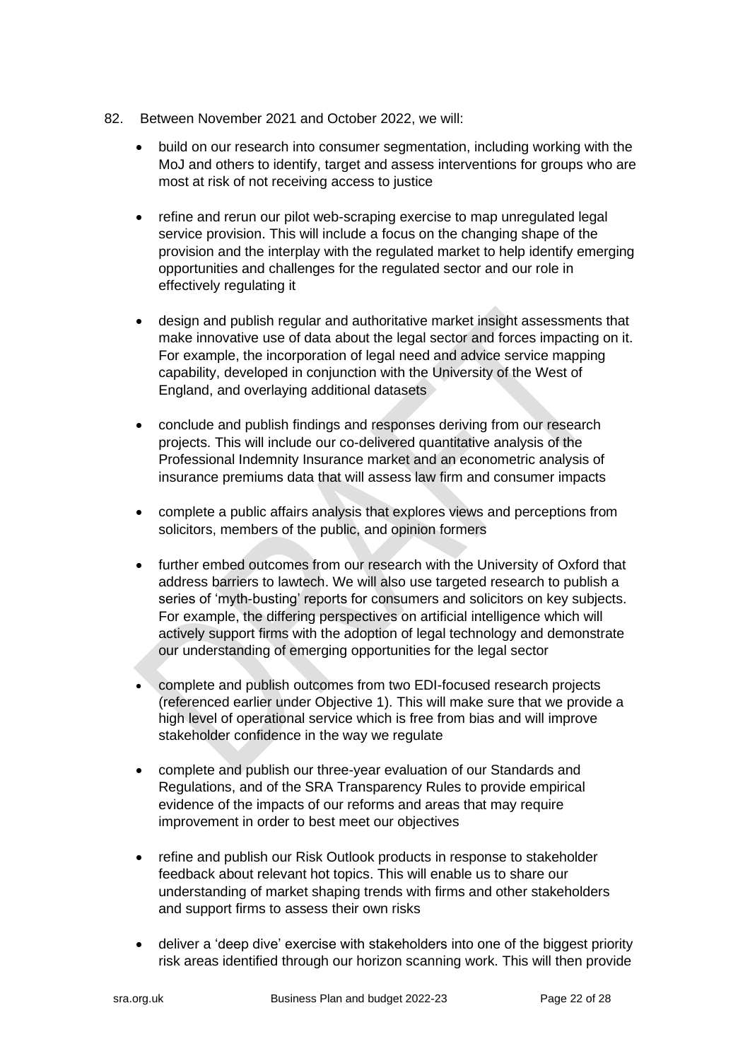82. Between November 2021 and October 2022, we will:

    - build on our research into consumer segmentation, including working with the MoJ and others to identify, target and assess interventions for groups who are most at risk of not receiving access to justice

    - refine and rerun our pilot web-scraping exercise to map unregulated legal service provision. This will include a focus on the changing shape of the provision and the interplay with the regulated market to help identify emerging opportunities and challenges for the regulated sector and our role in effectively regulating it

    - design and publish regular and authoritative market insight assessments that make innovative use of data about the legal sector and forces impacting on it. For example, the incorporation of legal need and advice service mapping capability, developed in conjunction with the University of the West of England, and overlaying additional datasets

    - conclude and publish findings and responses deriving from our research projects. This will include our co-delivered quantitative analysis of the Professional Indemnity Insurance market and an econometric analysis of insurance premiums data that will assess law firm and consumer impacts

    - complete a public affairs analysis that explores views and perceptions from solicitors, members of the public, and opinion formers

    - further embed outcomes from our research with the University of Oxford that address barriers to lawtech. We will also use targeted research to publish a series of 'myth-busting' reports for consumers and solicitors on key subjects. For example, the differing perspectives on artificial intelligence which will actively support firms with the adoption of legal technology and demonstrate our understanding of emerging opportunities for the legal sector

    - complete and publish outcomes from two EDI-focused research projects (referenced earlier under Objective 1). This will make sure that we provide a high level of operational service which is free from bias and will improve stakeholder confidence in the way we regulate

    - complete and publish our three-year evaluation of our Standards and Regulations, and of the SRA Transparency Rules to provide empirical evidence of the impacts of our reforms and areas that may require improvement in order to best meet our objectives

    - refine and publish our Risk Outlook products in response to stakeholder feedback about relevant hot topics. This will enable us to share our understanding of market shaping trends with firms and other stakeholders and support firms to assess their own risks

    - deliver a 'deep dive' exercise with stakeholders into one of the biggest priority risk areas identified through our horizon scanning work. This will then provide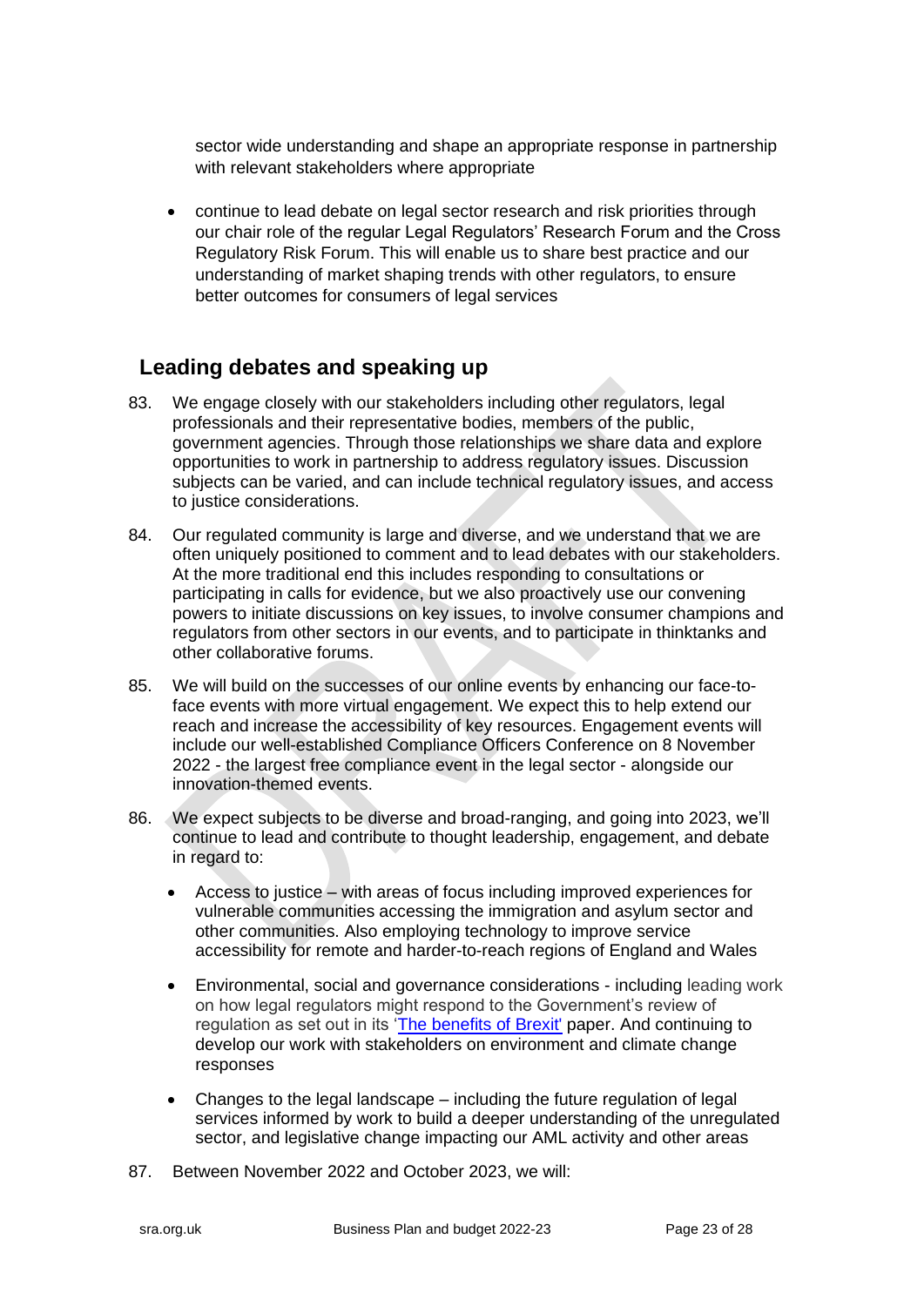sector wide understanding and shape an appropriate response in partnership with relevant stakeholders where appropriate

- continue to lead debate on legal sector research and risk priorities through our chair role of the regular Legal Regulators' Research Forum and the Cross Regulatory Risk Forum. This will enable us to share best practice and our understanding of market shaping trends with other regulators, to ensure better outcomes for consumers of legal services

## Leading debates and speaking up

83. We engage closely with our stakeholders including other regulators, legal professionals and their representative bodies, members of the public, government agencies. Through those relationships we share data and explore opportunities to work in partnership to address regulatory issues. Discussion subjects can be varied, and can include technical regulatory issues, and access to justice considerations.

84. Our regulated community is large and diverse, and we understand that we are often uniquely positioned to comment and to lead debates with our stakeholders. At the more traditional end this includes responding to consultations or participating in calls for evidence, but we also proactively use our convening powers to initiate discussions on key issues, to involve consumer champions and regulators from other sectors in our events, and to participate in thinktanks and other collaborative forums.

85. We will build on the successes of our online events by enhancing our face-to-face events with more virtual engagement. We expect this to help extend our reach and increase the accessibility of key resources. Engagement events will include our well-established Compliance Officers Conference on 8 November 2022 - the largest free compliance event in the legal sector - alongside our innovation-themed events.

86. We expect subjects to be diverse and broad-ranging, and going into 2023, we'll continue to lead and contribute to thought leadership, engagement, and debate in regard to:

    - Access to justice – with areas of focus including improved experiences for vulnerable communities accessing the immigration and asylum sector and other communities. Also employing technology to improve service accessibility for remote and harder-to-reach regions of England and Wales

    - Environmental, social and governance considerations - including leading work on how legal regulators might respond to the Government's review of regulation as set out in its 'The benefits of Brexit' paper. And continuing to develop our work with stakeholders on environment and climate change responses

    - Changes to the legal landscape – including the future regulation of legal services informed by work to build a deeper understanding of the unregulated sector, and legislative change impacting our AML activity and other areas

87. Between November 2022 and October 2023, we will: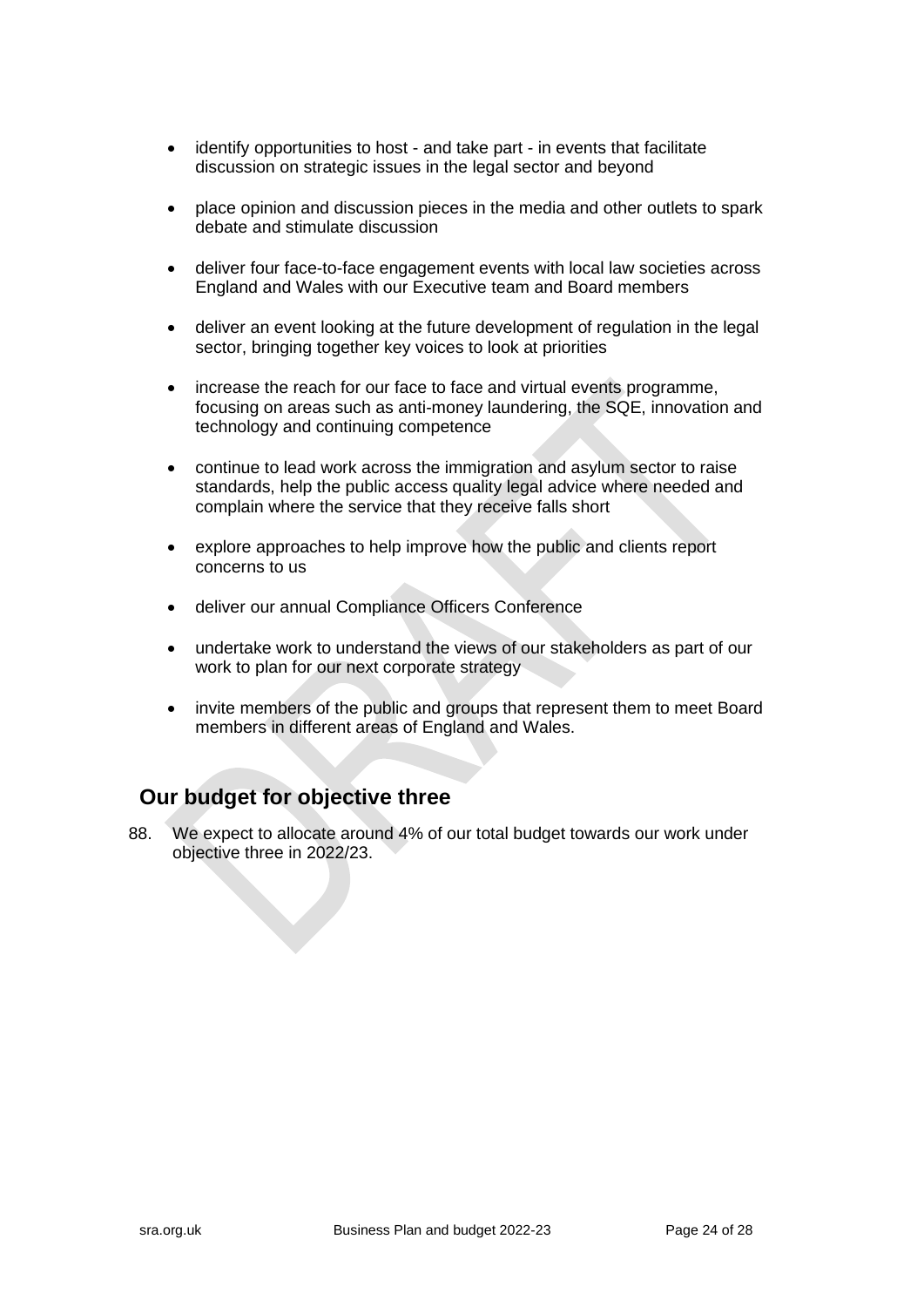- identify opportunities to host - and take part - in events that facilitate discussion on strategic issues in the legal sector and beyond
- place opinion and discussion pieces in the media and other outlets to spark debate and stimulate discussion
- deliver four face-to-face engagement events with local law societies across England and Wales with our Executive team and Board members
- deliver an event looking at the future development of regulation in the legal sector, bringing together key voices to look at priorities
- increase the reach for our face to face and virtual events programme, focusing on areas such as anti-money laundering, the SQE, innovation and technology and continuing competence
- continue to lead work across the immigration and asylum sector to raise standards, help the public access quality legal advice where needed and complain where the service that they receive falls short
- explore approaches to help improve how the public and clients report concerns to us
- deliver our annual Compliance Officers Conference
- undertake work to understand the views of our stakeholders as part of our work to plan for our next corporate strategy
- invite members of the public and groups that represent them to meet Board members in different areas of England and Wales.

## Our budget for objective three

88. We expect to allocate around 4% of our total budget towards our work under objective three in 2022/23.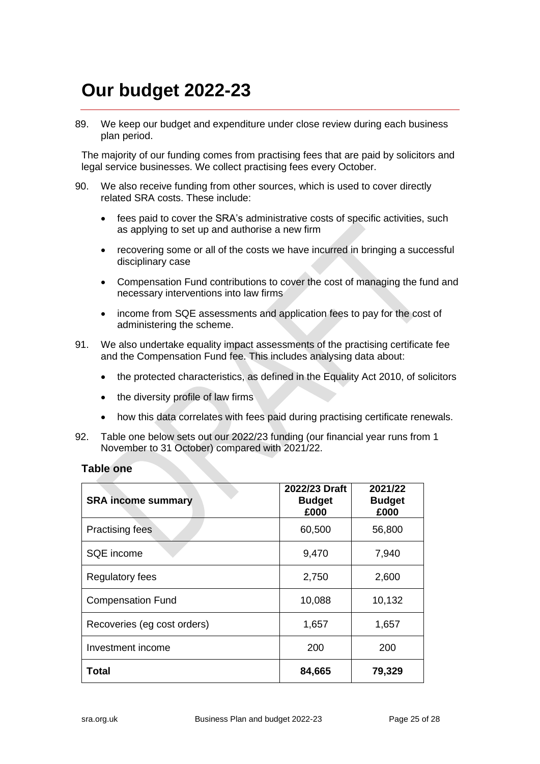# Our budget 2022-23

89. We keep our budget and expenditure under close review during each business plan period.

The majority of our funding comes from practising fees that are paid by solicitors and legal service businesses. We collect practising fees every October.

90. We also receive funding from other sources, which is used to cover directly related SRA costs. These include:

    - fees paid to cover the SRA's administrative costs of specific activities, such as applying to set up and authorise a new firm
    - recovering some or all of the costs we have incurred in bringing a successful disciplinary case
    - Compensation Fund contributions to cover the cost of managing the fund and necessary interventions into law firms
    - income from SQE assessments and application fees to pay for the cost of administering the scheme.

91. We also undertake equality impact assessments of the practising certificate fee and the Compensation Fund fee. This includes analysing data about:

    - the protected characteristics, as defined in the Equality Act 2010, of solicitors
    - the diversity profile of law firms
    - how this data correlates with fees paid during practising certificate renewals.

92. Table one below sets out our 2022/23 funding (our financial year runs from 1 November to 31 October) compared with 2021/22.

### Table one

| SRA income summary | 2022/23 Draft Budget £000 | 2021/22 Budget £000 |
|---|---|---|
| Practising fees | 60,500 | 56,800 |
| SQE income | 9,470 | 7,940 |
| Regulatory fees | 2,750 | 2,600 |
| Compensation Fund | 10,088 | 10,132 |
| Recoveries (eg cost orders) | 1,657 | 1,657 |
| Investment income | 200 | 200 |
| **Total** | **84,665** | **79,329** |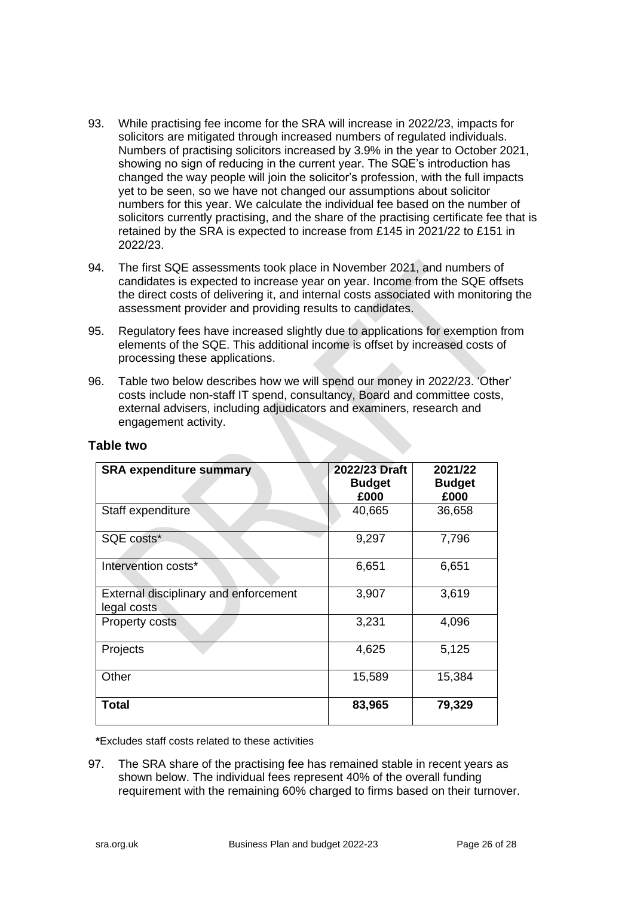93. While practising fee income for the SRA will increase in 2022/23, impacts for solicitors are mitigated through increased numbers of regulated individuals. Numbers of practising solicitors increased by 3.9% in the year to October 2021, showing no sign of reducing in the current year. The SQE's introduction has changed the way people will join the solicitor's profession, with the full impacts yet to be seen, so we have not changed our assumptions about solicitor numbers for this year. We calculate the individual fee based on the number of solicitors currently practising, and the share of the practising certificate fee that is retained by the SRA is expected to increase from £145 in 2021/22 to £151 in 2022/23.

94. The first SQE assessments took place in November 2021, and numbers of candidates is expected to increase year on year. Income from the SQE offsets the direct costs of delivering it, and internal costs associated with monitoring the assessment provider and providing results to candidates.

95. Regulatory fees have increased slightly due to applications for exemption from elements of the SQE. This additional income is offset by increased costs of processing these applications.

96. Table two below describes how we will spend our money in 2022/23. 'Other' costs include non-staff IT spend, consultancy, Board and committee costs, external advisers, including adjudicators and examiners, research and engagement activity.

### Table two

| SRA expenditure summary | 2022/23 Draft Budget £000 | 2021/22 Budget £000 |
|---|---|---|
| Staff expenditure | 40,665 | 36,658 |
| SQE costs* | 9,297 | 7,796 |
| Intervention costs* | 6,651 | 6,651 |
| External disciplinary and enforcement legal costs | 3,907 | 3,619 |
| Property costs | 3,231 | 4,096 |
| Projects | 4,625 | 5,125 |
| Other | 15,589 | 15,384 |
| **Total** | **83,965** | **79,329** |

**\***Excludes staff costs related to these activities

97. The SRA share of the practising fee has remained stable in recent years as shown below. The individual fees represent 40% of the overall funding requirement with the remaining 60% charged to firms based on their turnover.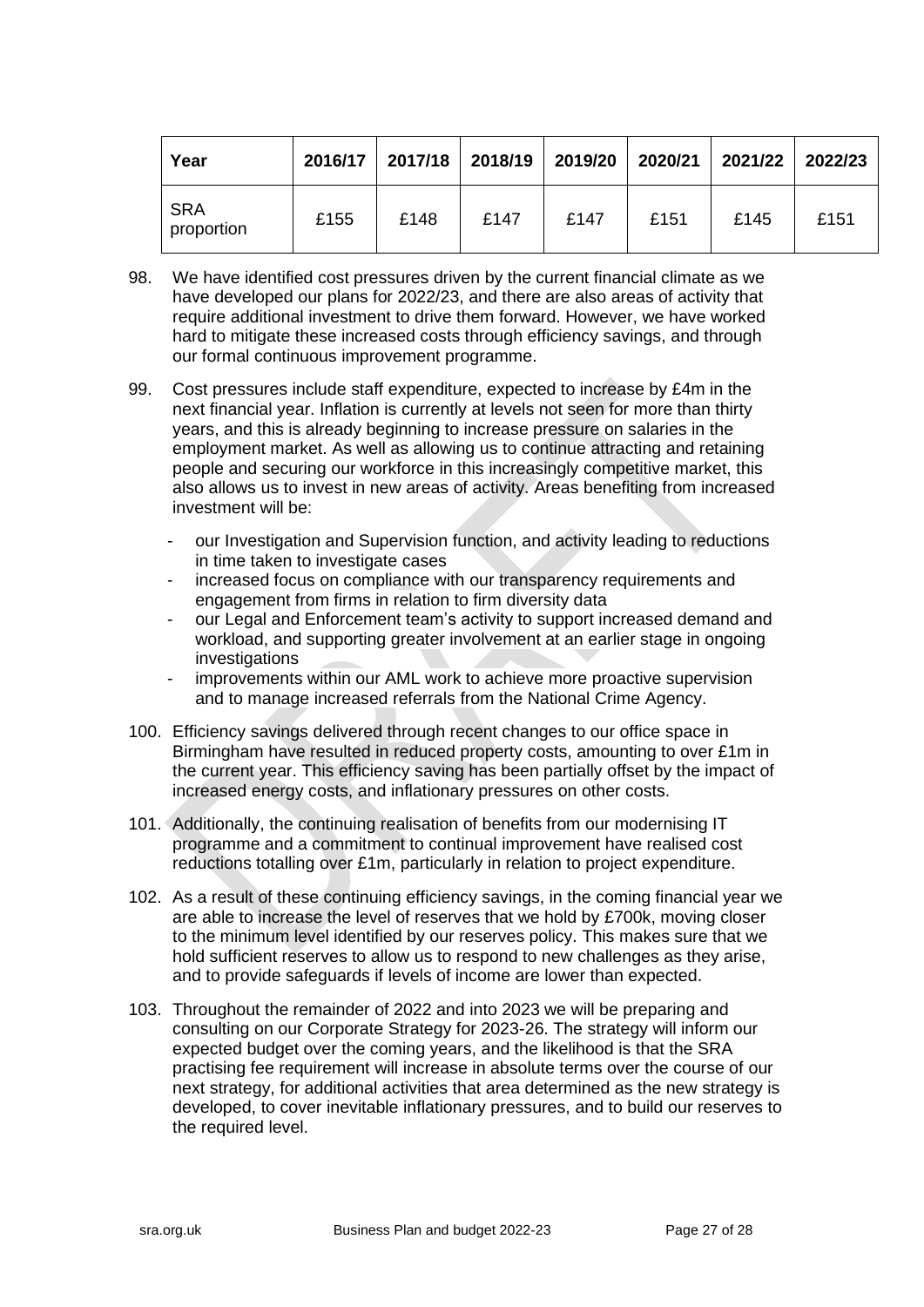| Year | 2016/17 | 2017/18 | 2018/19 | 2019/20 | 2020/21 | 2021/22 | 2022/23 |
|---|---|---|---|---|---|---|---|
| SRA proportion | £155 | £148 | £147 | £147 | £151 | £145 | £151 |

98. We have identified cost pressures driven by the current financial climate as we have developed our plans for 2022/23, and there are also areas of activity that require additional investment to drive them forward. However, we have worked hard to mitigate these increased costs through efficiency savings, and through our formal continuous improvement programme.

99. Cost pressures include staff expenditure, expected to increase by £4m in the next financial year. Inflation is currently at levels not seen for more than thirty years, and this is already beginning to increase pressure on salaries in the employment market. As well as allowing us to continue attracting and retaining people and securing our workforce in this increasingly competitive market, this also allows us to invest in new areas of activity. Areas benefiting from increased investment will be:

    - our Investigation and Supervision function, and activity leading to reductions in time taken to investigate cases
    - increased focus on compliance with our transparency requirements and engagement from firms in relation to firm diversity data
    - our Legal and Enforcement team's activity to support increased demand and workload, and supporting greater involvement at an earlier stage in ongoing investigations
    - improvements within our AML work to achieve more proactive supervision and to manage increased referrals from the National Crime Agency.

100. Efficiency savings delivered through recent changes to our office space in Birmingham have resulted in reduced property costs, amounting to over £1m in the current year. This efficiency saving has been partially offset by the impact of increased energy costs, and inflationary pressures on other costs.

101. Additionally, the continuing realisation of benefits from our modernising IT programme and a commitment to continual improvement have realised cost reductions totalling over £1m, particularly in relation to project expenditure.

102. As a result of these continuing efficiency savings, in the coming financial year we are able to increase the level of reserves that we hold by £700k, moving closer to the minimum level identified by our reserves policy. This makes sure that we hold sufficient reserves to allow us to respond to new challenges as they arise, and to provide safeguards if levels of income are lower than expected.

103. Throughout the remainder of 2022 and into 2023 we will be preparing and consulting on our Corporate Strategy for 2023-26. The strategy will inform our expected budget over the coming years, and the likelihood is that the SRA practising fee requirement will increase in absolute terms over the course of our next strategy, for additional activities that area determined as the new strategy is developed, to cover inevitable inflationary pressures, and to build our reserves to the required level.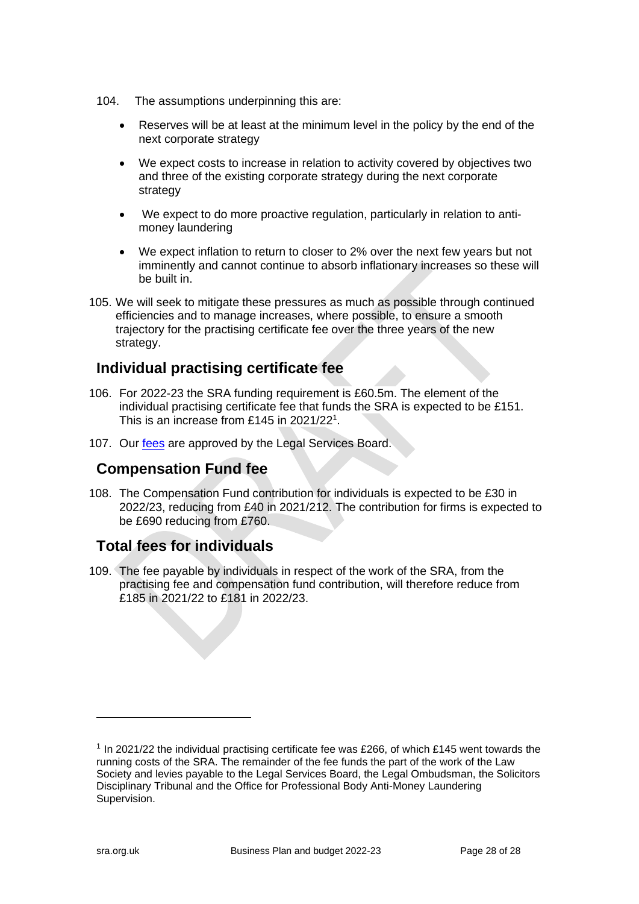104. The assumptions underpinning this are:

- Reserves will be at least at the minimum level in the policy by the end of the next corporate strategy
- We expect costs to increase in relation to activity covered by objectives two and three of the existing corporate strategy during the next corporate strategy
- We expect to do more proactive regulation, particularly in relation to anti-money laundering
- We expect inflation to return to closer to 2% over the next few years but not imminently and cannot continue to absorb inflationary increases so these will be built in.

105. We will seek to mitigate these pressures as much as possible through continued efficiencies and to manage increases, where possible, to ensure a smooth trajectory for the practising certificate fee over the three years of the new strategy.

## Individual practising certificate fee

106. For 2022-23 the SRA funding requirement is £60.5m. The element of the individual practising certificate fee that funds the SRA is expected to be £151. This is an increase from £145 in 2021/22[1].

107. Our [fees] are approved by the Legal Services Board.

## Compensation Fund fee

108. The Compensation Fund contribution for individuals is expected to be £30 in 2022/23, reducing from £40 in 2021/212. The contribution for firms is expected to be £690 reducing from £760.

## Total fees for individuals

109. The fee payable by individuals in respect of the work of the SRA, from the practising fee and compensation fund contribution, will therefore reduce from £185 in 2021/22 to £181 in 2022/23.

---

[1] In 2021/22 the individual practising certificate fee was £266, of which £145 went towards the running costs of the SRA. The remainder of the fee funds the part of the work of the Law Society and levies payable to the Legal Services Board, the Legal Ombudsman, the Solicitors Disciplinary Tribunal and the Office for Professional Body Anti-Money Laundering Supervision.